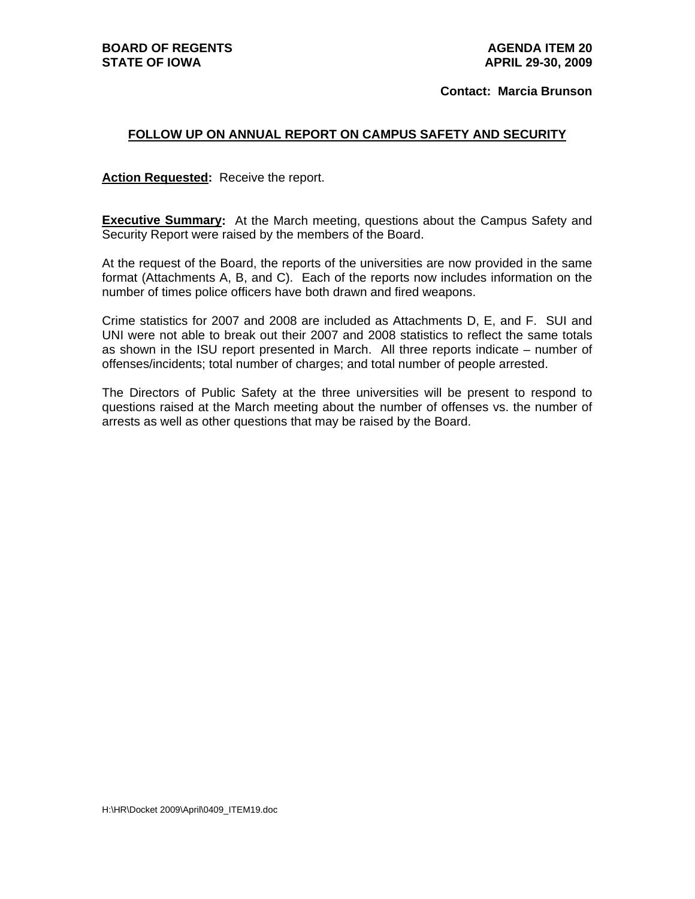**BOARD OF REGENTS**
**STATE OF IOWA**

**AGENDA ITEM 20**
**APRIL 29-30, 2009**

**Contact: Marcia Brunson**

## FOLLOW UP ON ANNUAL REPORT ON CAMPUS SAFETY AND SECURITY

**Action Requested:** Receive the report.

**Executive Summary:** At the March meeting, questions about the Campus Safety and Security Report were raised by the members of the Board.

At the request of the Board, the reports of the universities are now provided in the same format (Attachments A, B, and C). Each of the reports now includes information on the number of times police officers have both drawn and fired weapons.

Crime statistics for 2007 and 2008 are included as Attachments D, E, and F. SUI and UNI were not able to break out their 2007 and 2008 statistics to reflect the same totals as shown in the ISU report presented in March. All three reports indicate – number of offenses/incidents; total number of charges; and total number of people arrested.

The Directors of Public Safety at the three universities will be present to respond to questions raised at the March meeting about the number of offenses vs. the number of arrests as well as other questions that may be raised by the Board.

H:\HR\Docket 2009\April\0409_ITEM19.doc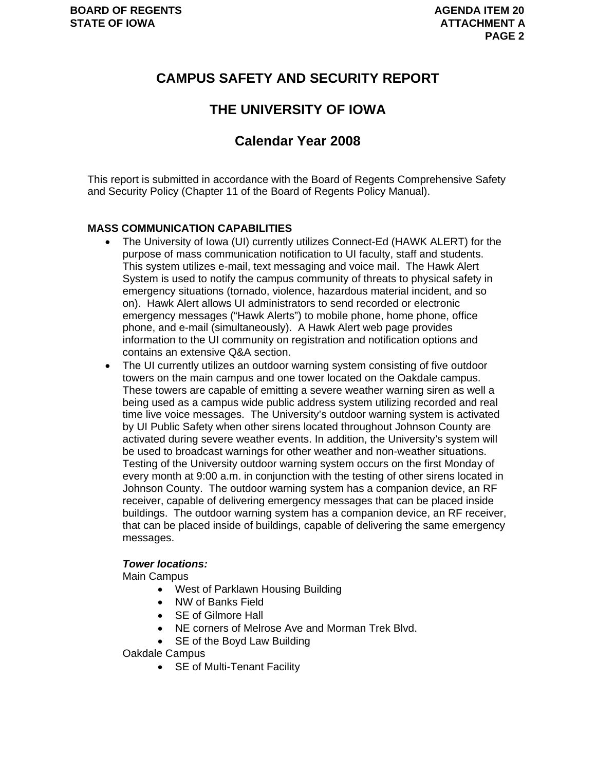# CAMPUS SAFETY AND SECURITY REPORT

## THE UNIVERSITY OF IOWA

## Calendar Year 2008

This report is submitted in accordance with the Board of Regents Comprehensive Safety and Security Policy (Chapter 11 of the Board of Regents Policy Manual).

**MASS COMMUNICATION CAPABILITIES**

- The University of Iowa (UI) currently utilizes Connect-Ed (HAWK ALERT) for the purpose of mass communication notification to UI faculty, staff and students. This system utilizes e-mail, text messaging and voice mail. The Hawk Alert System is used to notify the campus community of threats to physical safety in emergency situations (tornado, violence, hazardous material incident, and so on). Hawk Alert allows UI administrators to send recorded or electronic emergency messages ("Hawk Alerts") to mobile phone, home phone, office phone, and e-mail (simultaneously). A Hawk Alert web page provides information to the UI community on registration and notification options and contains an extensive Q&A section.
- The UI currently utilizes an outdoor warning system consisting of five outdoor towers on the main campus and one tower located on the Oakdale campus. These towers are capable of emitting a severe weather warning siren as well a being used as a campus wide public address system utilizing recorded and real time live voice messages. The University's outdoor warning system is activated by UI Public Safety when other sirens located throughout Johnson County are activated during severe weather events. In addition, the University's system will be used to broadcast warnings for other weather and non-weather situations. Testing of the University outdoor warning system occurs on the first Monday of every month at 9:00 a.m. in conjunction with the testing of other sirens located in Johnson County. The outdoor warning system has a companion device, an RF receiver, capable of delivering emergency messages that can be placed inside buildings. The outdoor warning system has a companion device, an RF receiver, that can be placed inside of buildings, capable of delivering the same emergency messages.

  ***Tower locations:***
  
  Main Campus
  - West of Parklawn Housing Building
  - NW of Banks Field
  - SE of Gilmore Hall
  - NE corners of Melrose Ave and Morman Trek Blvd.
  - SE of the Boyd Law Building

  Oakdale Campus
  - SE of Multi-Tenant Facility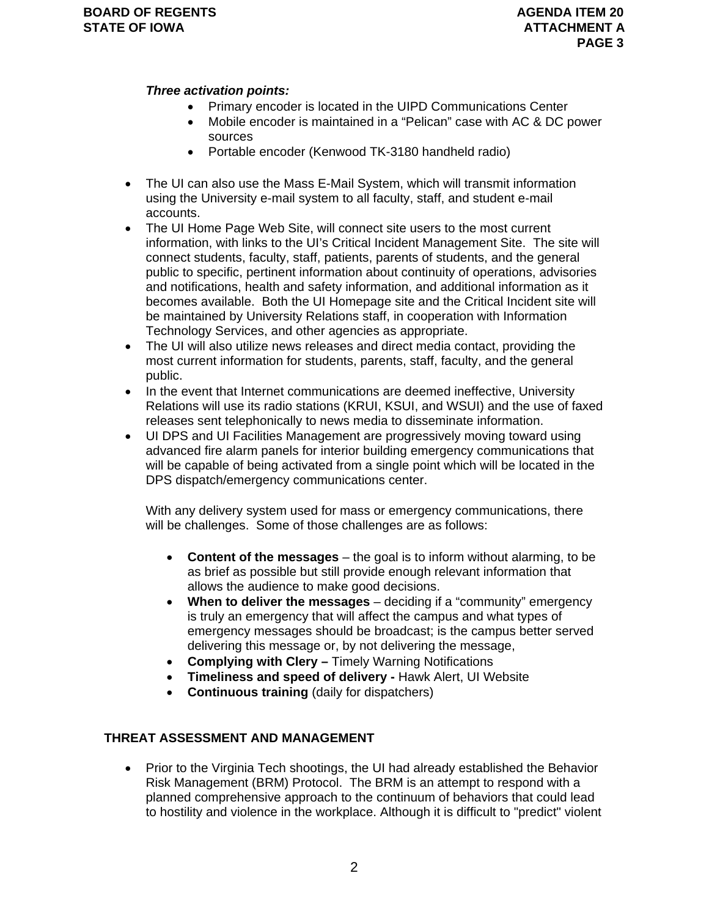***Three activation points:***

- Primary encoder is located in the UIPD Communications Center
- Mobile encoder is maintained in a "Pelican" case with AC & DC power sources
- Portable encoder (Kenwood TK-3180 handheld radio)

- The UI can also use the Mass E-Mail System, which will transmit information using the University e-mail system to all faculty, staff, and student e-mail accounts.
- The UI Home Page Web Site, will connect site users to the most current information, with links to the UI's Critical Incident Management Site. The site will connect students, faculty, staff, patients, parents of students, and the general public to specific, pertinent information about continuity of operations, advisories and notifications, health and safety information, and additional information as it becomes available. Both the UI Homepage site and the Critical Incident site will be maintained by University Relations staff, in cooperation with Information Technology Services, and other agencies as appropriate.
- The UI will also utilize news releases and direct media contact, providing the most current information for students, parents, staff, faculty, and the general public.
- In the event that Internet communications are deemed ineffective, University Relations will use its radio stations (KRUI, KSUI, and WSUI) and the use of faxed releases sent telephonically to news media to disseminate information.
- UI DPS and UI Facilities Management are progressively moving toward using advanced fire alarm panels for interior building emergency communications that will be capable of being activated from a single point which will be located in the DPS dispatch/emergency communications center.

With any delivery system used for mass or emergency communications, there will be challenges. Some of those challenges are as follows:

- **Content of the messages** – the goal is to inform without alarming, to be as brief as possible but still provide enough relevant information that allows the audience to make good decisions.
- **When to deliver the messages** – deciding if a "community" emergency is truly an emergency that will affect the campus and what types of emergency messages should be broadcast; is the campus better served delivering this message or, by not delivering the message,
- **Complying with Clery –** Timely Warning Notifications
- **Timeliness and speed of delivery -** Hawk Alert, UI Website
- **Continuous training** (daily for dispatchers)

## THREAT ASSESSMENT AND MANAGEMENT

- Prior to the Virginia Tech shootings, the UI had already established the Behavior Risk Management (BRM) Protocol. The BRM is an attempt to respond with a planned comprehensive approach to the continuum of behaviors that could lead to hostility and violence in the workplace. Although it is difficult to "predict" violent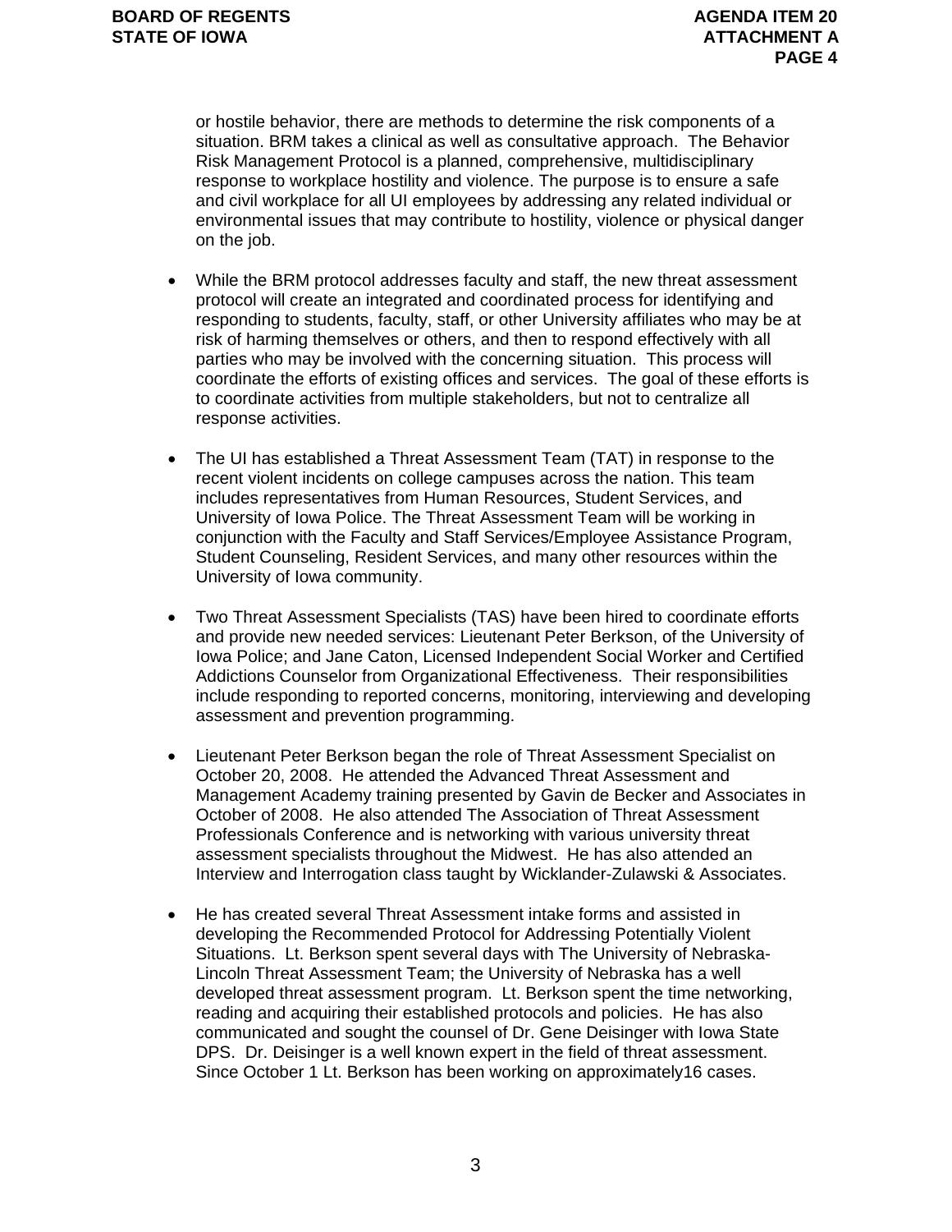or hostile behavior, there are methods to determine the risk components of a situation. BRM takes a clinical as well as consultative approach. The Behavior Risk Management Protocol is a planned, comprehensive, multidisciplinary response to workplace hostility and violence. The purpose is to ensure a safe and civil workplace for all UI employees by addressing any related individual or environmental issues that may contribute to hostility, violence or physical danger on the job.

- While the BRM protocol addresses faculty and staff, the new threat assessment protocol will create an integrated and coordinated process for identifying and responding to students, faculty, staff, or other University affiliates who may be at risk of harming themselves or others, and then to respond effectively with all parties who may be involved with the concerning situation. This process will coordinate the efforts of existing offices and services. The goal of these efforts is to coordinate activities from multiple stakeholders, but not to centralize all response activities.

- The UI has established a Threat Assessment Team (TAT) in response to the recent violent incidents on college campuses across the nation. This team includes representatives from Human Resources, Student Services, and University of Iowa Police. The Threat Assessment Team will be working in conjunction with the Faculty and Staff Services/Employee Assistance Program, Student Counseling, Resident Services, and many other resources within the University of Iowa community.

- Two Threat Assessment Specialists (TAS) have been hired to coordinate efforts and provide new needed services: Lieutenant Peter Berkson, of the University of Iowa Police; and Jane Caton, Licensed Independent Social Worker and Certified Addictions Counselor from Organizational Effectiveness. Their responsibilities include responding to reported concerns, monitoring, interviewing and developing assessment and prevention programming.

- Lieutenant Peter Berkson began the role of Threat Assessment Specialist on October 20, 2008. He attended the Advanced Threat Assessment and Management Academy training presented by Gavin de Becker and Associates in October of 2008. He also attended The Association of Threat Assessment Professionals Conference and is networking with various university threat assessment specialists throughout the Midwest. He has also attended an Interview and Interrogation class taught by Wicklander-Zulawski & Associates.

- He has created several Threat Assessment intake forms and assisted in developing the Recommended Protocol for Addressing Potentially Violent Situations. Lt. Berkson spent several days with The University of Nebraska-Lincoln Threat Assessment Team; the University of Nebraska has a well developed threat assessment program. Lt. Berkson spent the time networking, reading and acquiring their established protocols and policies. He has also communicated and sought the counsel of Dr. Gene Deisinger with Iowa State DPS. Dr. Deisinger is a well known expert in the field of threat assessment. Since October 1 Lt. Berkson has been working on approximately16 cases.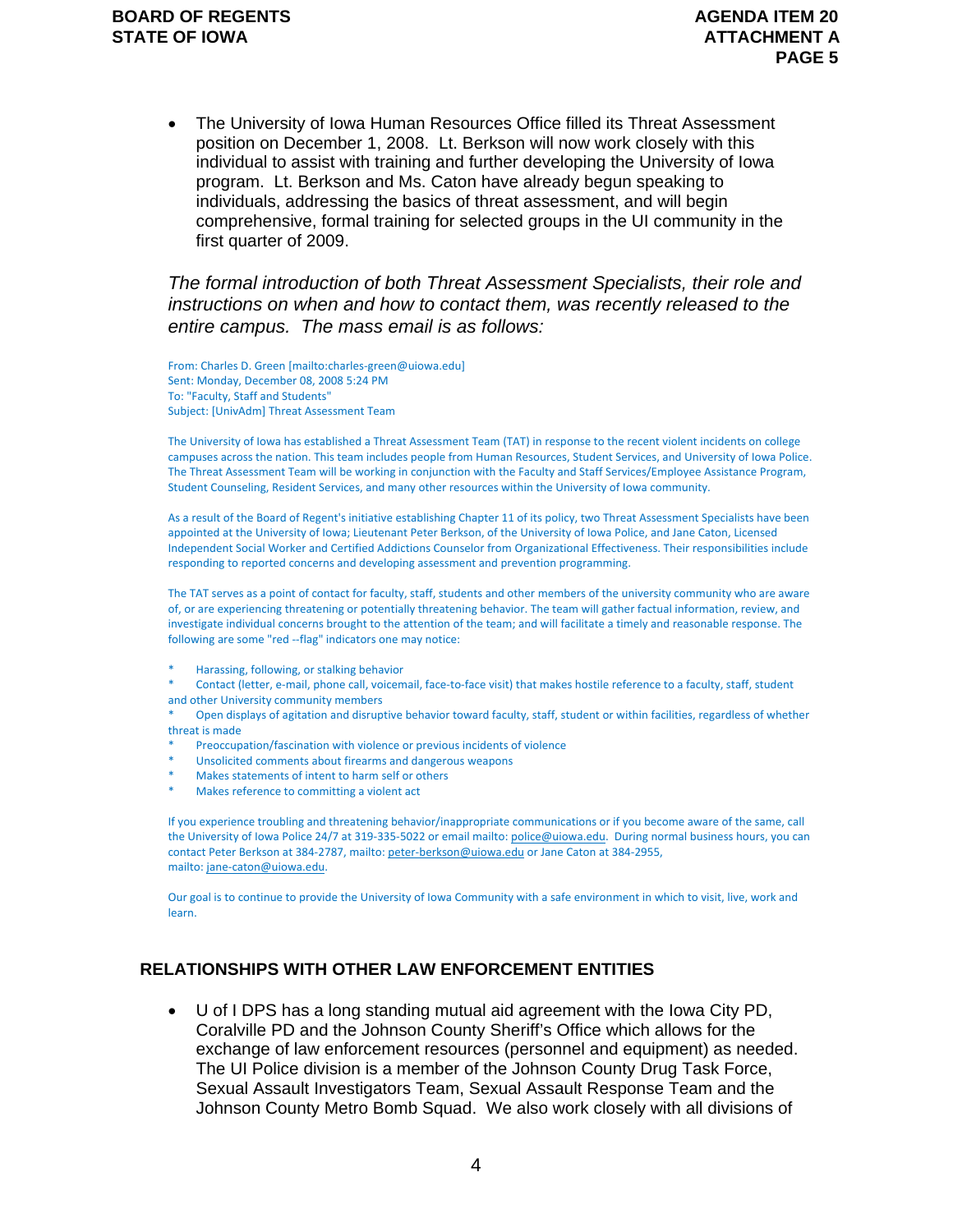- The University of Iowa Human Resources Office filled its Threat Assessment position on December 1, 2008. Lt. Berkson will now work closely with this individual to assist with training and further developing the University of Iowa program. Lt. Berkson and Ms. Caton have already begun speaking to individuals, addressing the basics of threat assessment, and will begin comprehensive, formal training for selected groups in the UI community in the first quarter of 2009.

*The formal introduction of both Threat Assessment Specialists, their role and instructions on when and how to contact them, was recently released to the entire campus. The mass email is as follows:*

From: Charles D. Green [mailto:charles-green@uiowa.edu]
Sent: Monday, December 08, 2008 5:24 PM
To: "Faculty, Staff and Students"
Subject: [UnivAdm] Threat Assessment Team

The University of Iowa has established a Threat Assessment Team (TAT) in response to the recent violent incidents on college campuses across the nation. This team includes people from Human Resources, Student Services, and University of Iowa Police. The Threat Assessment Team will be working in conjunction with the Faculty and Staff Services/Employee Assistance Program, Student Counseling, Resident Services, and many other resources within the University of Iowa community.

As a result of the Board of Regent's initiative establishing Chapter 11 of its policy, two Threat Assessment Specialists have been appointed at the University of Iowa; Lieutenant Peter Berkson, of the University of Iowa Police, and Jane Caton, Licensed Independent Social Worker and Certified Addictions Counselor from Organizational Effectiveness. Their responsibilities include responding to reported concerns and developing assessment and prevention programming.

The TAT serves as a point of contact for faculty, staff, students and other members of the university community who are aware of, or are experiencing threatening or potentially threatening behavior. The team will gather factual information, review, and investigate individual concerns brought to the attention of the team; and will facilitate a timely and reasonable response. The following are some "red --flag" indicators one may notice:

* Harassing, following, or stalking behavior
* Contact (letter, e-mail, phone call, voicemail, face-to-face visit) that makes hostile reference to a faculty, staff, student and other University community members
* Open displays of agitation and disruptive behavior toward faculty, staff, student or within facilities, regardless of whether threat is made
* Preoccupation/fascination with violence or previous incidents of violence
* Unsolicited comments about firearms and dangerous weapons
* Makes statements of intent to harm self or others
* Makes reference to committing a violent act

If you experience troubling and threatening behavior/inappropriate communications or if you become aware of the same, call the University of Iowa Police 24/7 at 319-335-5022 or email mailto: police@uiowa.edu. During normal business hours, you can contact Peter Berkson at 384-2787, mailto: peter-berkson@uiowa.edu or Jane Caton at 384-2955, mailto: jane-caton@uiowa.edu.

Our goal is to continue to provide the University of Iowa Community with a safe environment in which to visit, live, work and learn.

## RELATIONSHIPS WITH OTHER LAW ENFORCEMENT ENTITIES

- U of I DPS has a long standing mutual aid agreement with the Iowa City PD, Coralville PD and the Johnson County Sheriff's Office which allows for the exchange of law enforcement resources (personnel and equipment) as needed. The UI Police division is a member of the Johnson County Drug Task Force, Sexual Assault Investigators Team, Sexual Assault Response Team and the Johnson County Metro Bomb Squad. We also work closely with all divisions of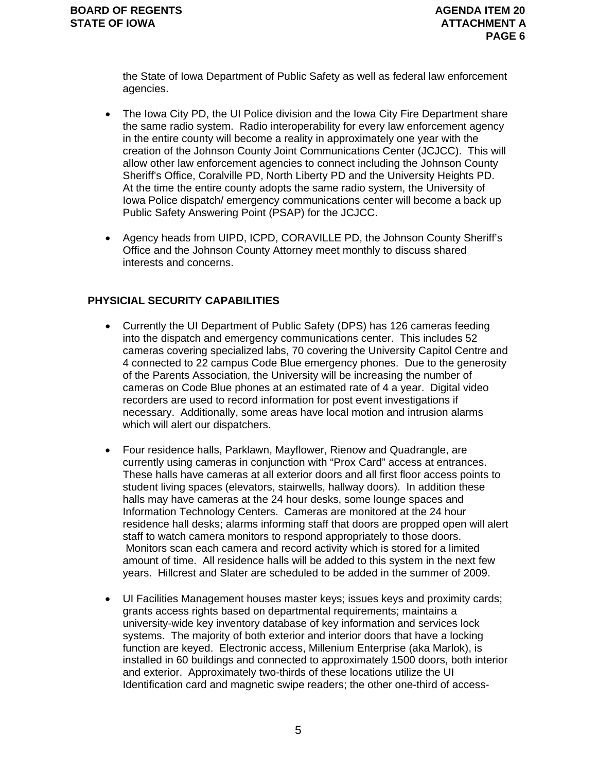the State of Iowa Department of Public Safety as well as federal law enforcement agencies.

- The Iowa City PD, the UI Police division and the Iowa City Fire Department share the same radio system. Radio interoperability for every law enforcement agency in the entire county will become a reality in approximately one year with the creation of the Johnson County Joint Communications Center (JCJCC). This will allow other law enforcement agencies to connect including the Johnson County Sheriff's Office, Coralville PD, North Liberty PD and the University Heights PD. At the time the entire county adopts the same radio system, the University of Iowa Police dispatch/ emergency communications center will become a back up Public Safety Answering Point (PSAP) for the JCJCC.

- Agency heads from UIPD, ICPD, CORAVILLE PD, the Johnson County Sheriff's Office and the Johnson County Attorney meet monthly to discuss shared interests and concerns.

## PHYSICIAL SECURITY CAPABILITIES

- Currently the UI Department of Public Safety (DPS) has 126 cameras feeding into the dispatch and emergency communications center. This includes 52 cameras covering specialized labs, 70 covering the University Capitol Centre and 4 connected to 22 campus Code Blue emergency phones. Due to the generosity of the Parents Association, the University will be increasing the number of cameras on Code Blue phones at an estimated rate of 4 a year. Digital video recorders are used to record information for post event investigations if necessary. Additionally, some areas have local motion and intrusion alarms which will alert our dispatchers.

- Four residence halls, Parklawn, Mayflower, Rienow and Quadrangle, are currently using cameras in conjunction with "Prox Card" access at entrances. These halls have cameras at all exterior doors and all first floor access points to student living spaces (elevators, stairwells, hallway doors). In addition these halls may have cameras at the 24 hour desks, some lounge spaces and Information Technology Centers. Cameras are monitored at the 24 hour residence hall desks; alarms informing staff that doors are propped open will alert staff to watch camera monitors to respond appropriately to those doors. Monitors scan each camera and record activity which is stored for a limited amount of time. All residence halls will be added to this system in the next few years. Hillcrest and Slater are scheduled to be added in the summer of 2009.

- UI Facilities Management houses master keys; issues keys and proximity cards; grants access rights based on departmental requirements; maintains a university-wide key inventory database of key information and services lock systems. The majority of both exterior and interior doors that have a locking function are keyed. Electronic access, Millenium Enterprise (aka Marlok), is installed in 60 buildings and connected to approximately 1500 doors, both interior and exterior. Approximately two-thirds of these locations utilize the UI Identification card and magnetic swipe readers; the other one-third of access-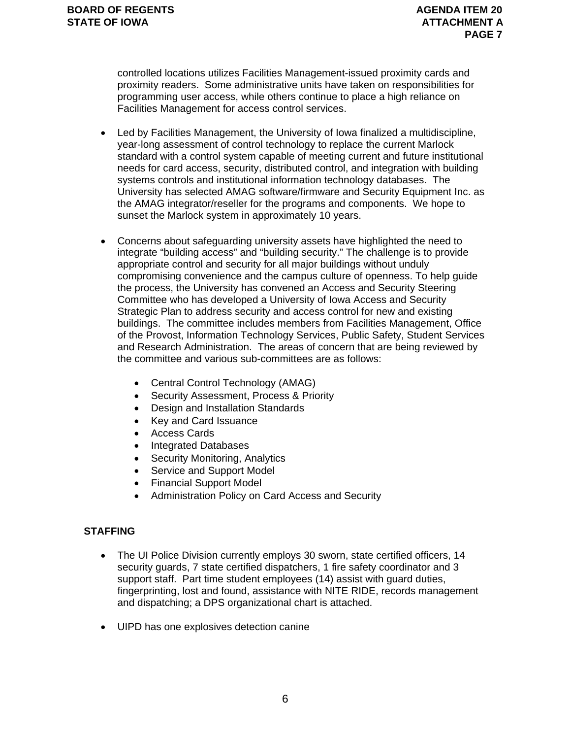controlled locations utilizes Facilities Management-issued proximity cards and proximity readers. Some administrative units have taken on responsibilities for programming user access, while others continue to place a high reliance on Facilities Management for access control services.

- Led by Facilities Management, the University of Iowa finalized a multidiscipline, year-long assessment of control technology to replace the current Marlock standard with a control system capable of meeting current and future institutional needs for card access, security, distributed control, and integration with building systems controls and institutional information technology databases. The University has selected AMAG software/firmware and Security Equipment Inc. as the AMAG integrator/reseller for the programs and components. We hope to sunset the Marlock system in approximately 10 years.

- Concerns about safeguarding university assets have highlighted the need to integrate "building access" and "building security." The challenge is to provide appropriate control and security for all major buildings without unduly compromising convenience and the campus culture of openness. To help guide the process, the University has convened an Access and Security Steering Committee who has developed a University of Iowa Access and Security Strategic Plan to address security and access control for new and existing buildings. The committee includes members from Facilities Management, Office of the Provost, Information Technology Services, Public Safety, Student Services and Research Administration. The areas of concern that are being reviewed by the committee and various sub-committees are as follows:

    - Central Control Technology (AMAG)
    - Security Assessment, Process & Priority
    - Design and Installation Standards
    - Key and Card Issuance
    - Access Cards
    - Integrated Databases
    - Security Monitoring, Analytics
    - Service and Support Model
    - Financial Support Model
    - Administration Policy on Card Access and Security

**STAFFING**

- The UI Police Division currently employs 30 sworn, state certified officers, 14 security guards, 7 state certified dispatchers, 1 fire safety coordinator and 3 support staff. Part time student employees (14) assist with guard duties, fingerprinting, lost and found, assistance with NITE RIDE, records management and dispatching; a DPS organizational chart is attached.

- UIPD has one explosives detection canine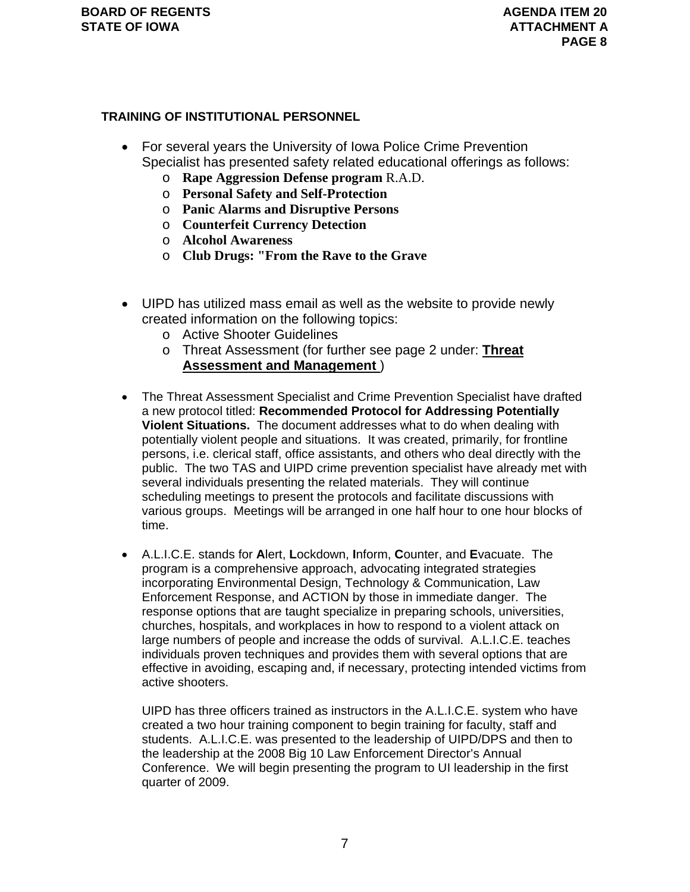## TRAINING OF INSTITUTIONAL PERSONNEL

- For several years the University of Iowa Police Crime Prevention Specialist has presented safety related educational offerings as follows:
  - **Rape Aggression Defense program** R.A.D.
  - **Personal Safety and Self-Protection**
  - **Panic Alarms and Disruptive Persons**
  - **Counterfeit Currency Detection**
  - **Alcohol Awareness**
  - **Club Drugs: "From the Rave to the Grave**

- UIPD has utilized mass email as well as the website to provide newly created information on the following topics:
  - Active Shooter Guidelines
  - Threat Assessment (for further see page 2 under: **Threat Assessment and Management** )

- The Threat Assessment Specialist and Crime Prevention Specialist have drafted a new protocol titled: **Recommended Protocol for Addressing Potentially Violent Situations.** The document addresses what to do when dealing with potentially violent people and situations. It was created, primarily, for frontline persons, i.e. clerical staff, office assistants, and others who deal directly with the public. The two TAS and UIPD crime prevention specialist have already met with several individuals presenting the related materials. They will continue scheduling meetings to present the protocols and facilitate discussions with various groups. Meetings will be arranged in one half hour to one hour blocks of time.

- A.L.I.C.E. stands for **A**lert, **L**ockdown, **I**nform, **C**ounter, and **E**vacuate. The program is a comprehensive approach, advocating integrated strategies incorporating Environmental Design, Technology & Communication, Law Enforcement Response, and ACTION by those in immediate danger. The response options that are taught specialize in preparing schools, universities, churches, hospitals, and workplaces in how to respond to a violent attack on large numbers of people and increase the odds of survival. A.L.I.C.E. teaches individuals proven techniques and provides them with several options that are effective in avoiding, escaping and, if necessary, protecting intended victims from active shooters.

  UIPD has three officers trained as instructors in the A.L.I.C.E. system who have created a two hour training component to begin training for faculty, staff and students. A.L.I.C.E. was presented to the leadership of UIPD/DPS and then to the leadership at the 2008 Big 10 Law Enforcement Director's Annual Conference. We will begin presenting the program to UI leadership in the first quarter of 2009.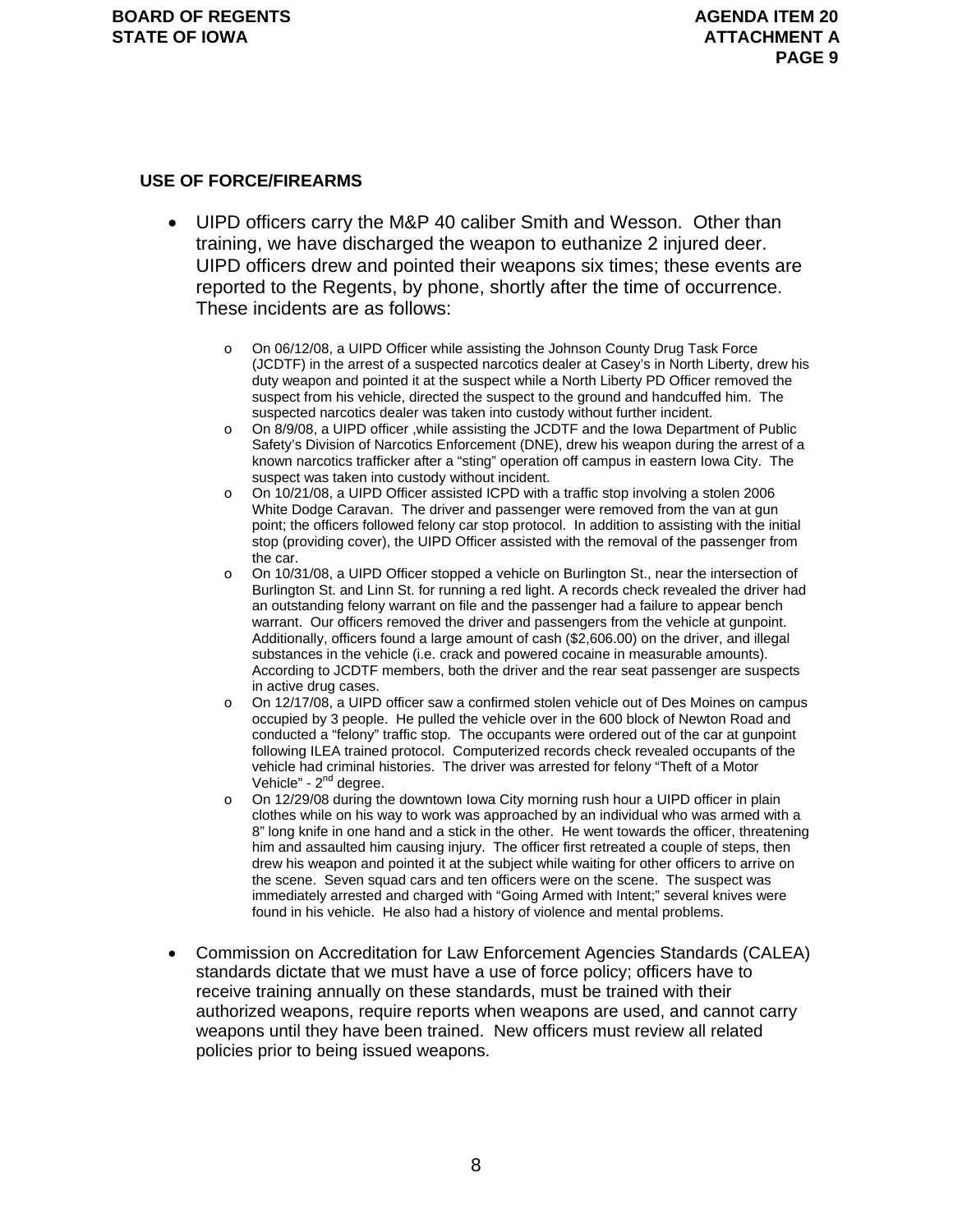## USE OF FORCE/FIREARMS

- UIPD officers carry the M&P 40 caliber Smith and Wesson. Other than training, we have discharged the weapon to euthanize 2 injured deer. UIPD officers drew and pointed their weapons six times; these events are reported to the Regents, by phone, shortly after the time of occurrence. These incidents are as follows:
  - On 06/12/08, a UIPD Officer while assisting the Johnson County Drug Task Force (JCDTF) in the arrest of a suspected narcotics dealer at Casey's in North Liberty, drew his duty weapon and pointed it at the suspect while a North Liberty PD Officer removed the suspect from his vehicle, directed the suspect to the ground and handcuffed him. The suspected narcotics dealer was taken into custody without further incident.
  - On 8/9/08, a UIPD officer ,while assisting the JCDTF and the Iowa Department of Public Safety's Division of Narcotics Enforcement (DNE), drew his weapon during the arrest of a known narcotics trafficker after a "sting" operation off campus in eastern Iowa City. The suspect was taken into custody without incident.
  - On 10/21/08, a UIPD Officer assisted ICPD with a traffic stop involving a stolen 2006 White Dodge Caravan. The driver and passenger were removed from the van at gun point; the officers followed felony car stop protocol. In addition to assisting with the initial stop (providing cover), the UIPD Officer assisted with the removal of the passenger from the car.
  - On 10/31/08, a UIPD Officer stopped a vehicle on Burlington St., near the intersection of Burlington St. and Linn St. for running a red light. A records check revealed the driver had an outstanding felony warrant on file and the passenger had a failure to appear bench warrant. Our officers removed the driver and passengers from the vehicle at gunpoint. Additionally, officers found a large amount of cash ($2,606.00) on the driver, and illegal substances in the vehicle (i.e. crack and powered cocaine in measurable amounts). According to JCDTF members, both the driver and the rear seat passenger are suspects in active drug cases.
  - On 12/17/08, a UIPD officer saw a confirmed stolen vehicle out of Des Moines on campus occupied by 3 people. He pulled the vehicle over in the 600 block of Newton Road and conducted a "felony" traffic stop. The occupants were ordered out of the car at gunpoint following ILEA trained protocol. Computerized records check revealed occupants of the vehicle had criminal histories. The driver was arrested for felony "Theft of a Motor Vehicle" - 2nd degree.
  - On 12/29/08 during the downtown Iowa City morning rush hour a UIPD officer in plain clothes while on his way to work was approached by an individual who was armed with a 8" long knife in one hand and a stick in the other. He went towards the officer, threatening him and assaulted him causing injury. The officer first retreated a couple of steps, then drew his weapon and pointed it at the subject while waiting for other officers to arrive on the scene. Seven squad cars and ten officers were on the scene. The suspect was immediately arrested and charged with "Going Armed with Intent;" several knives were found in his vehicle. He also had a history of violence and mental problems.
- Commission on Accreditation for Law Enforcement Agencies Standards (CALEA) standards dictate that we must have a use of force policy; officers have to receive training annually on these standards, must be trained with their authorized weapons, require reports when weapons are used, and cannot carry weapons until they have been trained. New officers must review all related policies prior to being issued weapons.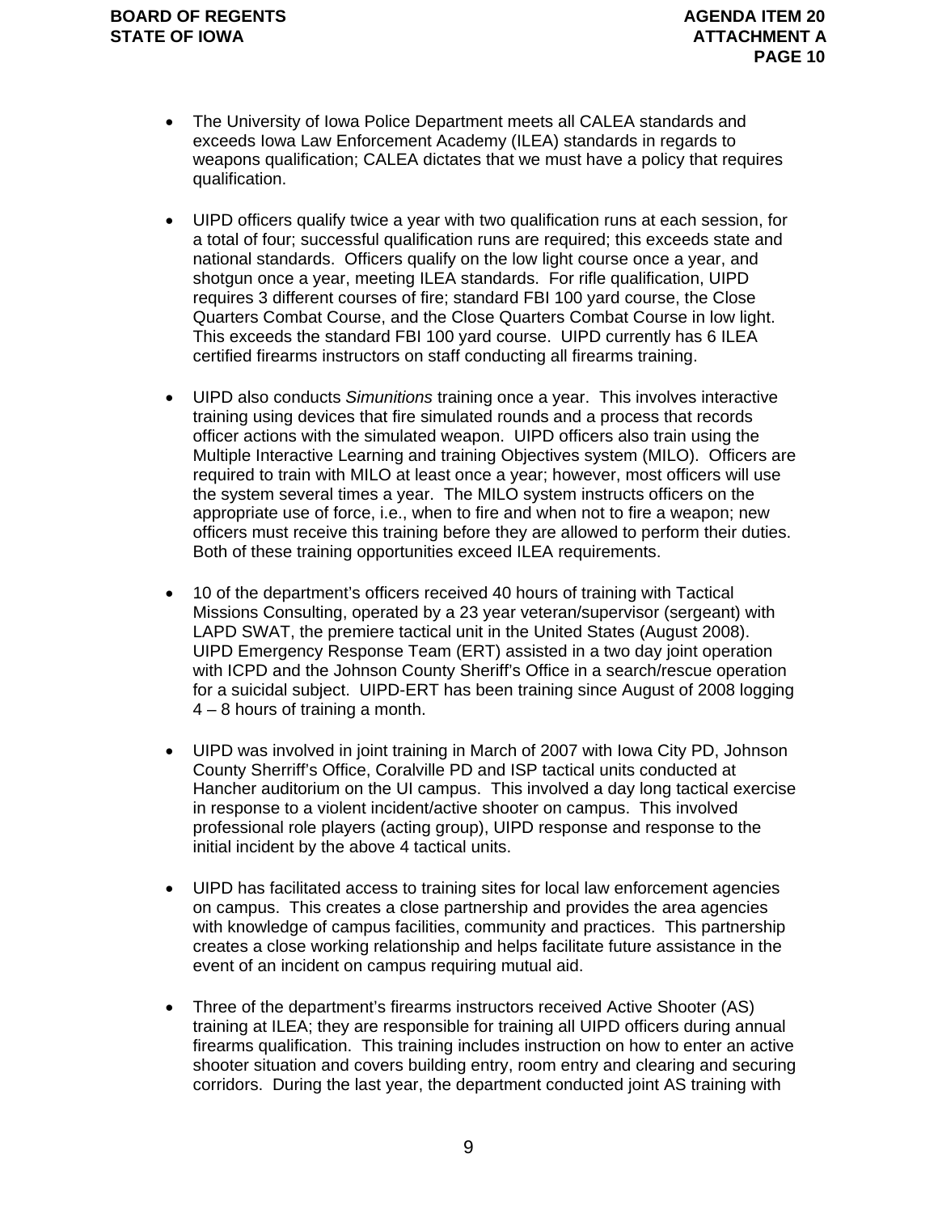- The University of Iowa Police Department meets all CALEA standards and exceeds Iowa Law Enforcement Academy (ILEA) standards in regards to weapons qualification; CALEA dictates that we must have a policy that requires qualification.

- UIPD officers qualify twice a year with two qualification runs at each session, for a total of four; successful qualification runs are required; this exceeds state and national standards. Officers qualify on the low light course once a year, and shotgun once a year, meeting ILEA standards. For rifle qualification, UIPD requires 3 different courses of fire; standard FBI 100 yard course, the Close Quarters Combat Course, and the Close Quarters Combat Course in low light. This exceeds the standard FBI 100 yard course. UIPD currently has 6 ILEA certified firearms instructors on staff conducting all firearms training.

- UIPD also conducts *Simunitions* training once a year. This involves interactive training using devices that fire simulated rounds and a process that records officer actions with the simulated weapon. UIPD officers also train using the Multiple Interactive Learning and training Objectives system (MILO). Officers are required to train with MILO at least once a year; however, most officers will use the system several times a year. The MILO system instructs officers on the appropriate use of force, i.e., when to fire and when not to fire a weapon; new officers must receive this training before they are allowed to perform their duties. Both of these training opportunities exceed ILEA requirements.

- 10 of the department's officers received 40 hours of training with Tactical Missions Consulting, operated by a 23 year veteran/supervisor (sergeant) with LAPD SWAT, the premiere tactical unit in the United States (August 2008). UIPD Emergency Response Team (ERT) assisted in a two day joint operation with ICPD and the Johnson County Sheriff's Office in a search/rescue operation for a suicidal subject. UIPD-ERT has been training since August of 2008 logging 4 – 8 hours of training a month.

- UIPD was involved in joint training in March of 2007 with Iowa City PD, Johnson County Sherriff's Office, Coralville PD and ISP tactical units conducted at Hancher auditorium on the UI campus. This involved a day long tactical exercise in response to a violent incident/active shooter on campus. This involved professional role players (acting group), UIPD response and response to the initial incident by the above 4 tactical units.

- UIPD has facilitated access to training sites for local law enforcement agencies on campus. This creates a close partnership and provides the area agencies with knowledge of campus facilities, community and practices. This partnership creates a close working relationship and helps facilitate future assistance in the event of an incident on campus requiring mutual aid.

- Three of the department's firearms instructors received Active Shooter (AS) training at ILEA; they are responsible for training all UIPD officers during annual firearms qualification. This training includes instruction on how to enter an active shooter situation and covers building entry, room entry and clearing and securing corridors. During the last year, the department conducted joint AS training with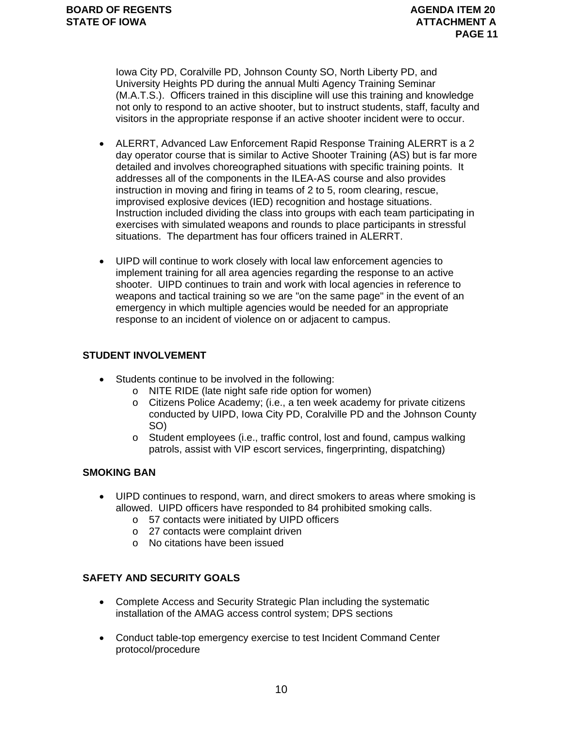Iowa City PD, Coralville PD, Johnson County SO, North Liberty PD, and University Heights PD during the annual Multi Agency Training Seminar (M.A.T.S.). Officers trained in this discipline will use this training and knowledge not only to respond to an active shooter, but to instruct students, staff, faculty and visitors in the appropriate response if an active shooter incident were to occur.

- ALERRT, Advanced Law Enforcement Rapid Response Training ALERRT is a 2 day operator course that is similar to Active Shooter Training (AS) but is far more detailed and involves choreographed situations with specific training points. It addresses all of the components in the ILEA-AS course and also provides instruction in moving and firing in teams of 2 to 5, room clearing, rescue, improvised explosive devices (IED) recognition and hostage situations. Instruction included dividing the class into groups with each team participating in exercises with simulated weapons and rounds to place participants in stressful situations. The department has four officers trained in ALERRT.

- UIPD will continue to work closely with local law enforcement agencies to implement training for all area agencies regarding the response to an active shooter. UIPD continues to train and work with local agencies in reference to weapons and tactical training so we are "on the same page" in the event of an emergency in which multiple agencies would be needed for an appropriate response to an incident of violence on or adjacent to campus.

## STUDENT INVOLVEMENT

- Students continue to be involved in the following:
  - NITE RIDE (late night safe ride option for women)
  - Citizens Police Academy; (i.e., a ten week academy for private citizens conducted by UIPD, Iowa City PD, Coralville PD and the Johnson County SO)
  - Student employees (i.e., traffic control, lost and found, campus walking patrols, assist with VIP escort services, fingerprinting, dispatching)

## SMOKING BAN

- UIPD continues to respond, warn, and direct smokers to areas where smoking is allowed. UIPD officers have responded to 84 prohibited smoking calls.
  - 57 contacts were initiated by UIPD officers
  - 27 contacts were complaint driven
  - No citations have been issued

## SAFETY AND SECURITY GOALS

- Complete Access and Security Strategic Plan including the systematic installation of the AMAG access control system; DPS sections

- Conduct table-top emergency exercise to test Incident Command Center protocol/procedure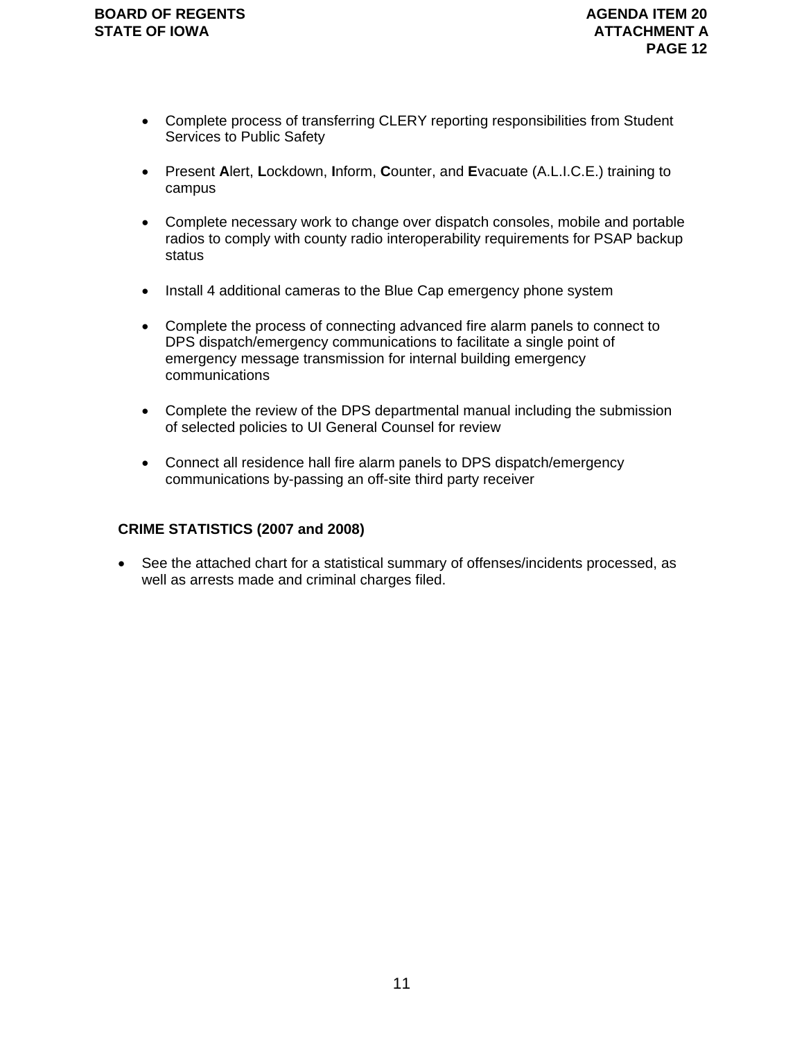- Complete process of transferring CLERY reporting responsibilities from Student Services to Public Safety

- Present **A**lert, **L**ockdown, **I**nform, **C**ounter, and **E**vacuate (A.L.I.C.E.) training to campus

- Complete necessary work to change over dispatch consoles, mobile and portable radios to comply with county radio interoperability requirements for PSAP backup status

- Install 4 additional cameras to the Blue Cap emergency phone system

- Complete the process of connecting advanced fire alarm panels to connect to DPS dispatch/emergency communications to facilitate a single point of emergency message transmission for internal building emergency communications

- Complete the review of the DPS departmental manual including the submission of selected policies to UI General Counsel for review

- Connect all residence hall fire alarm panels to DPS dispatch/emergency communications by-passing an off-site third party receiver

**CRIME STATISTICS (2007 and 2008)**

- See the attached chart for a statistical summary of offenses/incidents processed, as well as arrests made and criminal charges filed.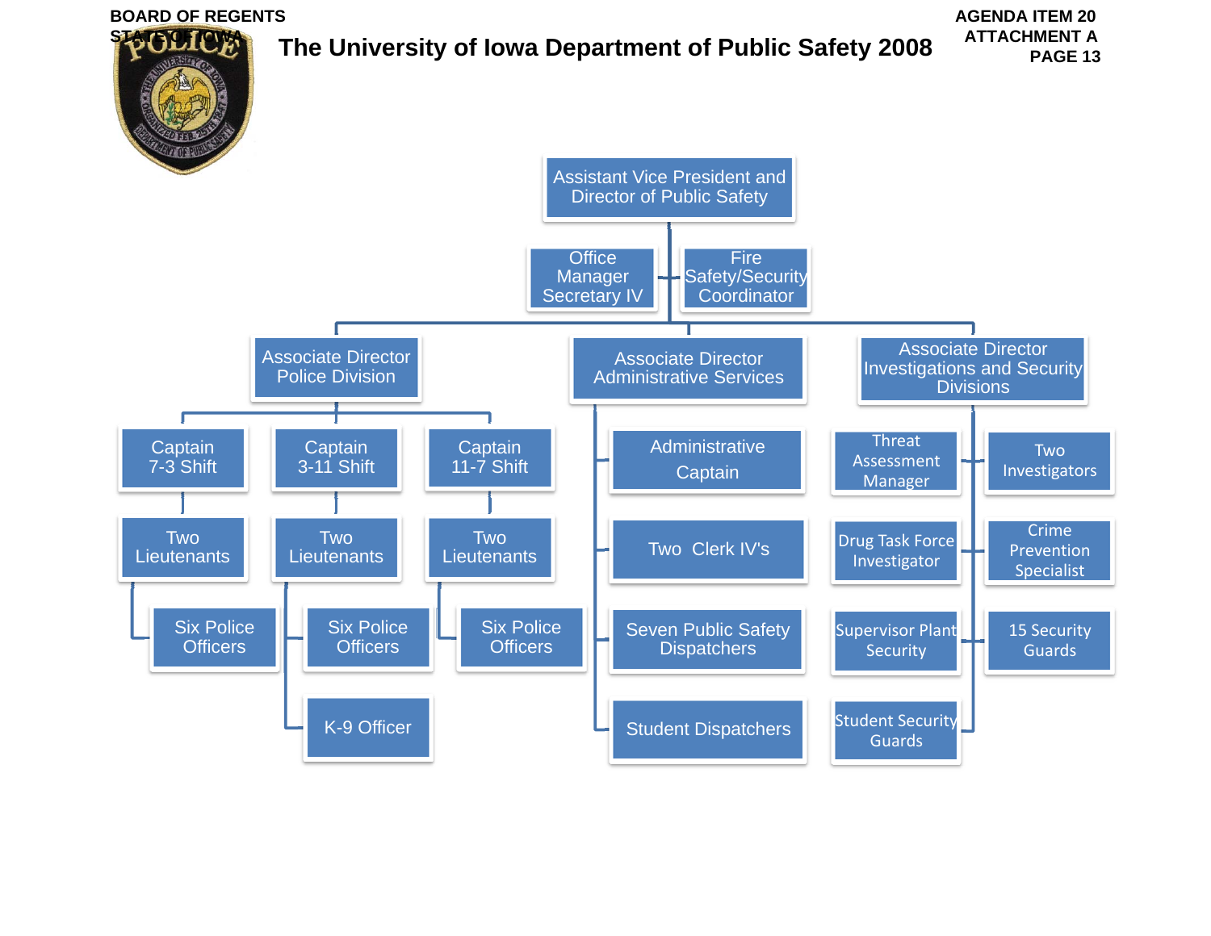BOARD OF REGENTS
STATE OF IOWA

AGENDA ITEM 20
ATTACHMENT A
PAGE 13

# The University of Iowa Department of Public Safety 2008

- **Assistant Vice President and Director of Public Safety**
  - Office Manager Secretary IV
  - Fire Safety/Security Coordinator
  - **Associate Director Police Division**
    - Captain 7-3 Shift
      - Two Lieutenants
        - Six Police Officers
    - Captain 3-11 Shift
      - Two Lieutenants
        - Six Police Officers
        - K-9 Officer
    - Captain 11-7 Shift
      - Two Lieutenants
        - Six Police Officers
  - **Associate Director Administrative Services**
    - Administrative Captain
    - Two Clerk IV's
    - Seven Public Safety Dispatchers
    - Student Dispatchers
  - **Associate Director Investigations and Security Divisions**
    - Threat Assessment Manager
    - Drug Task Force Investigator
    - Supervisor Plant Security
    - Student Security Guards
    - Two Investigators
    - Crime Prevention Specialist
    - 15 Security Guards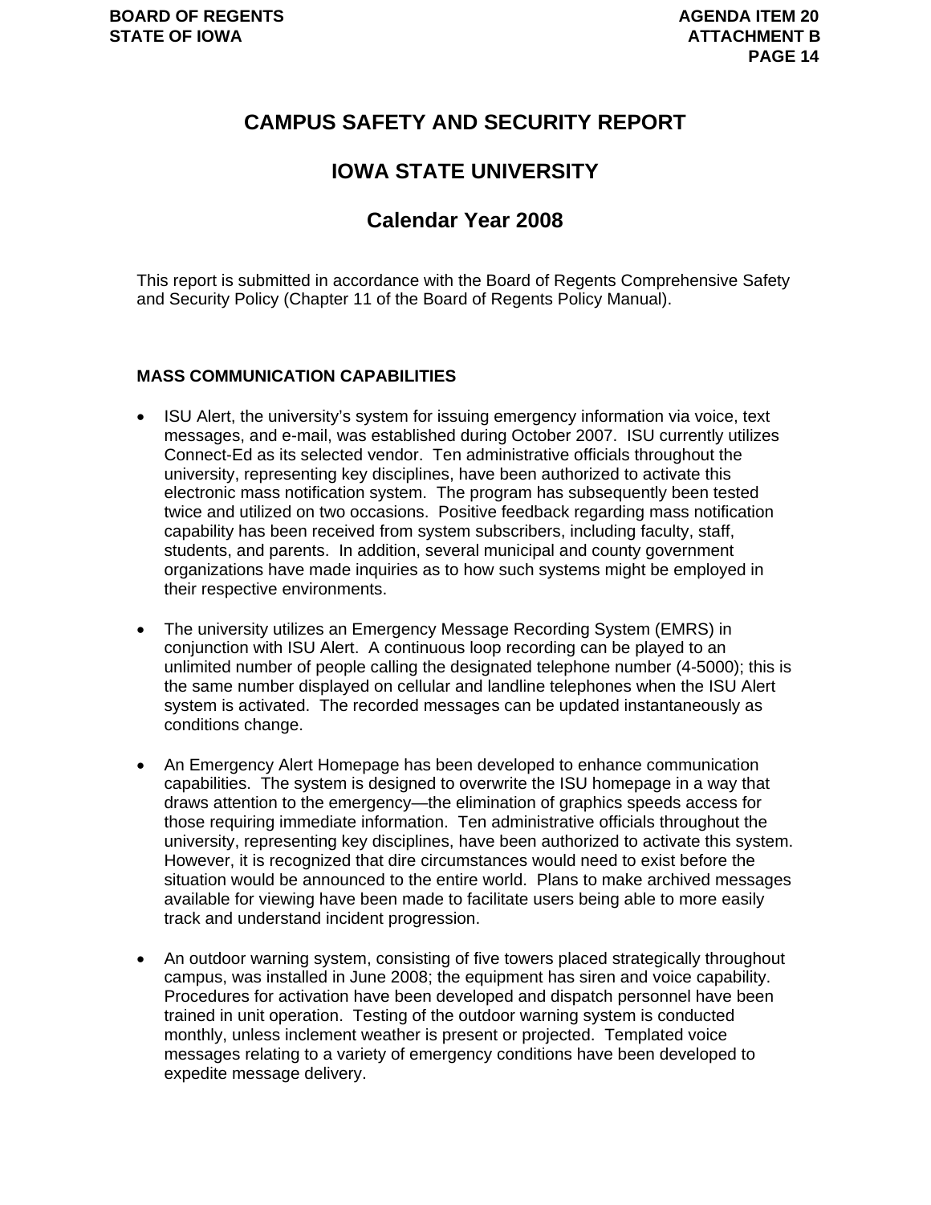# CAMPUS SAFETY AND SECURITY REPORT

# IOWA STATE UNIVERSITY

## Calendar Year 2008

This report is submitted in accordance with the Board of Regents Comprehensive Safety and Security Policy (Chapter 11 of the Board of Regents Policy Manual).

### MASS COMMUNICATION CAPABILITIES

- ISU Alert, the university's system for issuing emergency information via voice, text messages, and e-mail, was established during October 2007. ISU currently utilizes Connect-Ed as its selected vendor. Ten administrative officials throughout the university, representing key disciplines, have been authorized to activate this electronic mass notification system. The program has subsequently been tested twice and utilized on two occasions. Positive feedback regarding mass notification capability has been received from system subscribers, including faculty, staff, students, and parents. In addition, several municipal and county government organizations have made inquiries as to how such systems might be employed in their respective environments.

- The university utilizes an Emergency Message Recording System (EMRS) in conjunction with ISU Alert. A continuous loop recording can be played to an unlimited number of people calling the designated telephone number (4-5000); this is the same number displayed on cellular and landline telephones when the ISU Alert system is activated. The recorded messages can be updated instantaneously as conditions change.

- An Emergency Alert Homepage has been developed to enhance communication capabilities. The system is designed to overwrite the ISU homepage in a way that draws attention to the emergency—the elimination of graphics speeds access for those requiring immediate information. Ten administrative officials throughout the university, representing key disciplines, have been authorized to activate this system. However, it is recognized that dire circumstances would need to exist before the situation would be announced to the entire world. Plans to make archived messages available for viewing have been made to facilitate users being able to more easily track and understand incident progression.

- An outdoor warning system, consisting of five towers placed strategically throughout campus, was installed in June 2008; the equipment has siren and voice capability. Procedures for activation have been developed and dispatch personnel have been trained in unit operation. Testing of the outdoor warning system is conducted monthly, unless inclement weather is present or projected. Templated voice messages relating to a variety of emergency conditions have been developed to expedite message delivery.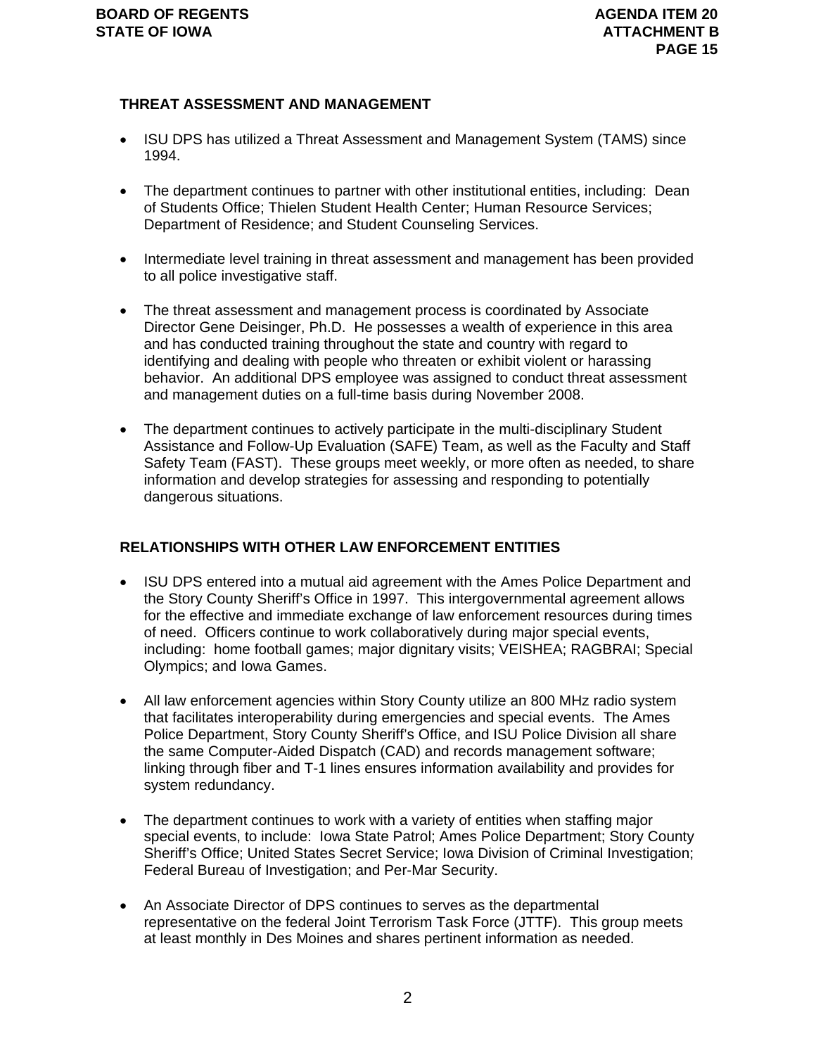## THREAT ASSESSMENT AND MANAGEMENT

- ISU DPS has utilized a Threat Assessment and Management System (TAMS) since 1994.
- The department continues to partner with other institutional entities, including: Dean of Students Office; Thielen Student Health Center; Human Resource Services; Department of Residence; and Student Counseling Services.
- Intermediate level training in threat assessment and management has been provided to all police investigative staff.
- The threat assessment and management process is coordinated by Associate Director Gene Deisinger, Ph.D. He possesses a wealth of experience in this area and has conducted training throughout the state and country with regard to identifying and dealing with people who threaten or exhibit violent or harassing behavior. An additional DPS employee was assigned to conduct threat assessment and management duties on a full-time basis during November 2008.
- The department continues to actively participate in the multi-disciplinary Student Assistance and Follow-Up Evaluation (SAFE) Team, as well as the Faculty and Staff Safety Team (FAST). These groups meet weekly, or more often as needed, to share information and develop strategies for assessing and responding to potentially dangerous situations.

## RELATIONSHIPS WITH OTHER LAW ENFORCEMENT ENTITIES

- ISU DPS entered into a mutual aid agreement with the Ames Police Department and the Story County Sheriff's Office in 1997. This intergovernmental agreement allows for the effective and immediate exchange of law enforcement resources during times of need. Officers continue to work collaboratively during major special events, including: home football games; major dignitary visits; VEISHEA; RAGBRAI; Special Olympics; and Iowa Games.
- All law enforcement agencies within Story County utilize an 800 MHz radio system that facilitates interoperability during emergencies and special events. The Ames Police Department, Story County Sheriff's Office, and ISU Police Division all share the same Computer-Aided Dispatch (CAD) and records management software; linking through fiber and T-1 lines ensures information availability and provides for system redundancy.
- The department continues to work with a variety of entities when staffing major special events, to include: Iowa State Patrol; Ames Police Department; Story County Sheriff's Office; United States Secret Service; Iowa Division of Criminal Investigation; Federal Bureau of Investigation; and Per-Mar Security.
- An Associate Director of DPS continues to serves as the departmental representative on the federal Joint Terrorism Task Force (JTTF). This group meets at least monthly in Des Moines and shares pertinent information as needed.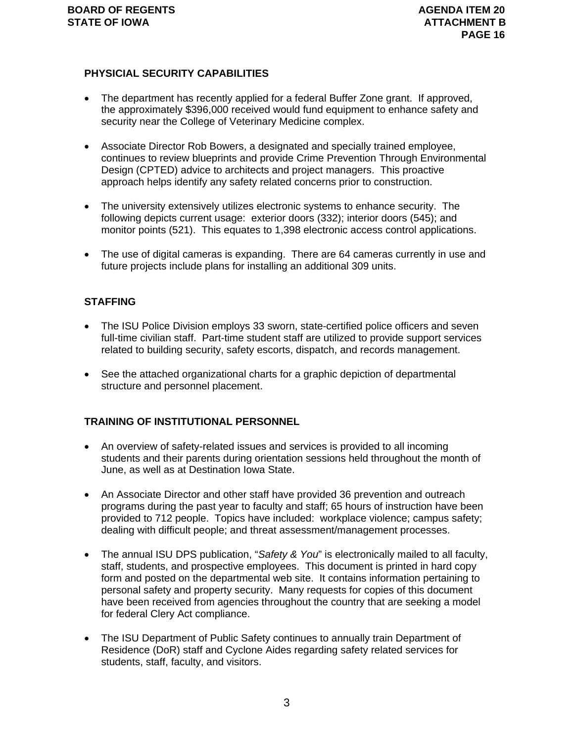## PHYSICIAL SECURITY CAPABILITIES

- The department has recently applied for a federal Buffer Zone grant. If approved, the approximately $396,000 received would fund equipment to enhance safety and security near the College of Veterinary Medicine complex.
- Associate Director Rob Bowers, a designated and specially trained employee, continues to review blueprints and provide Crime Prevention Through Environmental Design (CPTED) advice to architects and project managers. This proactive approach helps identify any safety related concerns prior to construction.
- The university extensively utilizes electronic systems to enhance security. The following depicts current usage: exterior doors (332); interior doors (545); and monitor points (521). This equates to 1,398 electronic access control applications.
- The use of digital cameras is expanding. There are 64 cameras currently in use and future projects include plans for installing an additional 309 units.

## STAFFING

- The ISU Police Division employs 33 sworn, state-certified police officers and seven full-time civilian staff. Part-time student staff are utilized to provide support services related to building security, safety escorts, dispatch, and records management.
- See the attached organizational charts for a graphic depiction of departmental structure and personnel placement.

## TRAINING OF INSTITUTIONAL PERSONNEL

- An overview of safety-related issues and services is provided to all incoming students and their parents during orientation sessions held throughout the month of June, as well as at Destination Iowa State.
- An Associate Director and other staff have provided 36 prevention and outreach programs during the past year to faculty and staff; 65 hours of instruction have been provided to 712 people. Topics have included: workplace violence; campus safety; dealing with difficult people; and threat assessment/management processes.
- The annual ISU DPS publication, "*Safety & You*" is electronically mailed to all faculty, staff, students, and prospective employees. This document is printed in hard copy form and posted on the departmental web site. It contains information pertaining to personal safety and property security. Many requests for copies of this document have been received from agencies throughout the country that are seeking a model for federal Clery Act compliance.
- The ISU Department of Public Safety continues to annually train Department of Residence (DoR) staff and Cyclone Aides regarding safety related services for students, staff, faculty, and visitors.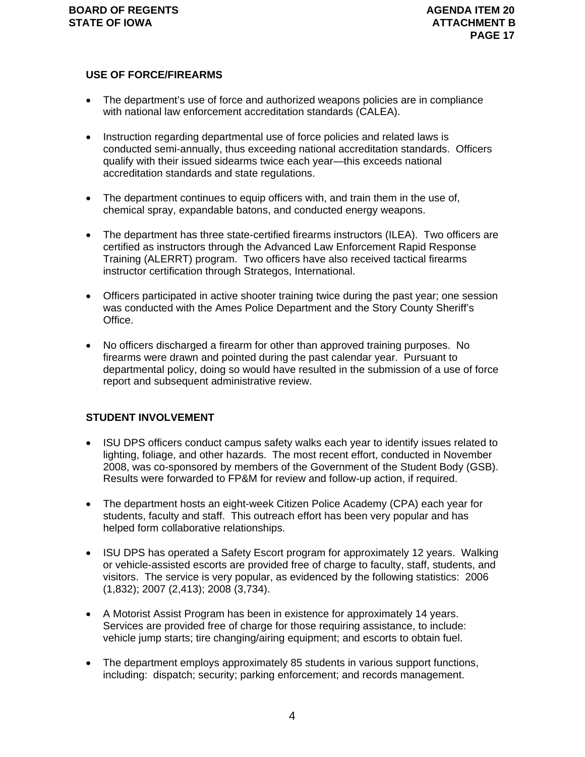## USE OF FORCE/FIREARMS

- The department's use of force and authorized weapons policies are in compliance with national law enforcement accreditation standards (CALEA).
- Instruction regarding departmental use of force policies and related laws is conducted semi-annually, thus exceeding national accreditation standards. Officers qualify with their issued sidearms twice each year—this exceeds national accreditation standards and state regulations.
- The department continues to equip officers with, and train them in the use of, chemical spray, expandable batons, and conducted energy weapons.
- The department has three state-certified firearms instructors (ILEA). Two officers are certified as instructors through the Advanced Law Enforcement Rapid Response Training (ALERRT) program. Two officers have also received tactical firearms instructor certification through Strategos, International.
- Officers participated in active shooter training twice during the past year; one session was conducted with the Ames Police Department and the Story County Sheriff's Office.
- No officers discharged a firearm for other than approved training purposes. No firearms were drawn and pointed during the past calendar year. Pursuant to departmental policy, doing so would have resulted in the submission of a use of force report and subsequent administrative review.

## STUDENT INVOLVEMENT

- ISU DPS officers conduct campus safety walks each year to identify issues related to lighting, foliage, and other hazards. The most recent effort, conducted in November 2008, was co-sponsored by members of the Government of the Student Body (GSB). Results were forwarded to FP&M for review and follow-up action, if required.
- The department hosts an eight-week Citizen Police Academy (CPA) each year for students, faculty and staff. This outreach effort has been very popular and has helped form collaborative relationships.
- ISU DPS has operated a Safety Escort program for approximately 12 years. Walking or vehicle-assisted escorts are provided free of charge to faculty, staff, students, and visitors. The service is very popular, as evidenced by the following statistics: 2006 (1,832); 2007 (2,413); 2008 (3,734).
- A Motorist Assist Program has been in existence for approximately 14 years. Services are provided free of charge for those requiring assistance, to include: vehicle jump starts; tire changing/airing equipment; and escorts to obtain fuel.
- The department employs approximately 85 students in various support functions, including: dispatch; security; parking enforcement; and records management.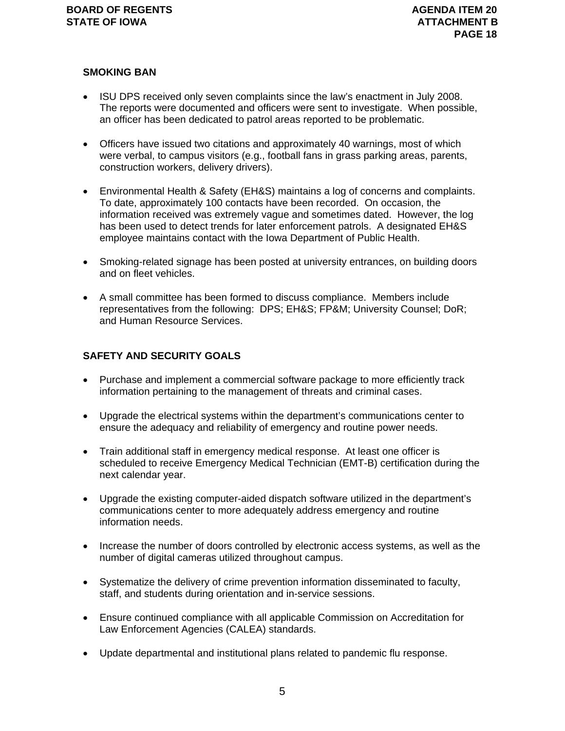## SMOKING BAN

- ISU DPS received only seven complaints since the law's enactment in July 2008. The reports were documented and officers were sent to investigate. When possible, an officer has been dedicated to patrol areas reported to be problematic.

- Officers have issued two citations and approximately 40 warnings, most of which were verbal, to campus visitors (e.g., football fans in grass parking areas, parents, construction workers, delivery drivers).

- Environmental Health & Safety (EH&S) maintains a log of concerns and complaints. To date, approximately 100 contacts have been recorded. On occasion, the information received was extremely vague and sometimes dated. However, the log has been used to detect trends for later enforcement patrols. A designated EH&S employee maintains contact with the Iowa Department of Public Health.

- Smoking-related signage has been posted at university entrances, on building doors and on fleet vehicles.

- A small committee has been formed to discuss compliance. Members include representatives from the following: DPS; EH&S; FP&M; University Counsel; DoR; and Human Resource Services.

## SAFETY AND SECURITY GOALS

- Purchase and implement a commercial software package to more efficiently track information pertaining to the management of threats and criminal cases.

- Upgrade the electrical systems within the department's communications center to ensure the adequacy and reliability of emergency and routine power needs.

- Train additional staff in emergency medical response. At least one officer is scheduled to receive Emergency Medical Technician (EMT-B) certification during the next calendar year.

- Upgrade the existing computer-aided dispatch software utilized in the department's communications center to more adequately address emergency and routine information needs.

- Increase the number of doors controlled by electronic access systems, as well as the number of digital cameras utilized throughout campus.

- Systematize the delivery of crime prevention information disseminated to faculty, staff, and students during orientation and in-service sessions.

- Ensure continued compliance with all applicable Commission on Accreditation for Law Enforcement Agencies (CALEA) standards.

- Update departmental and institutional plans related to pandemic flu response.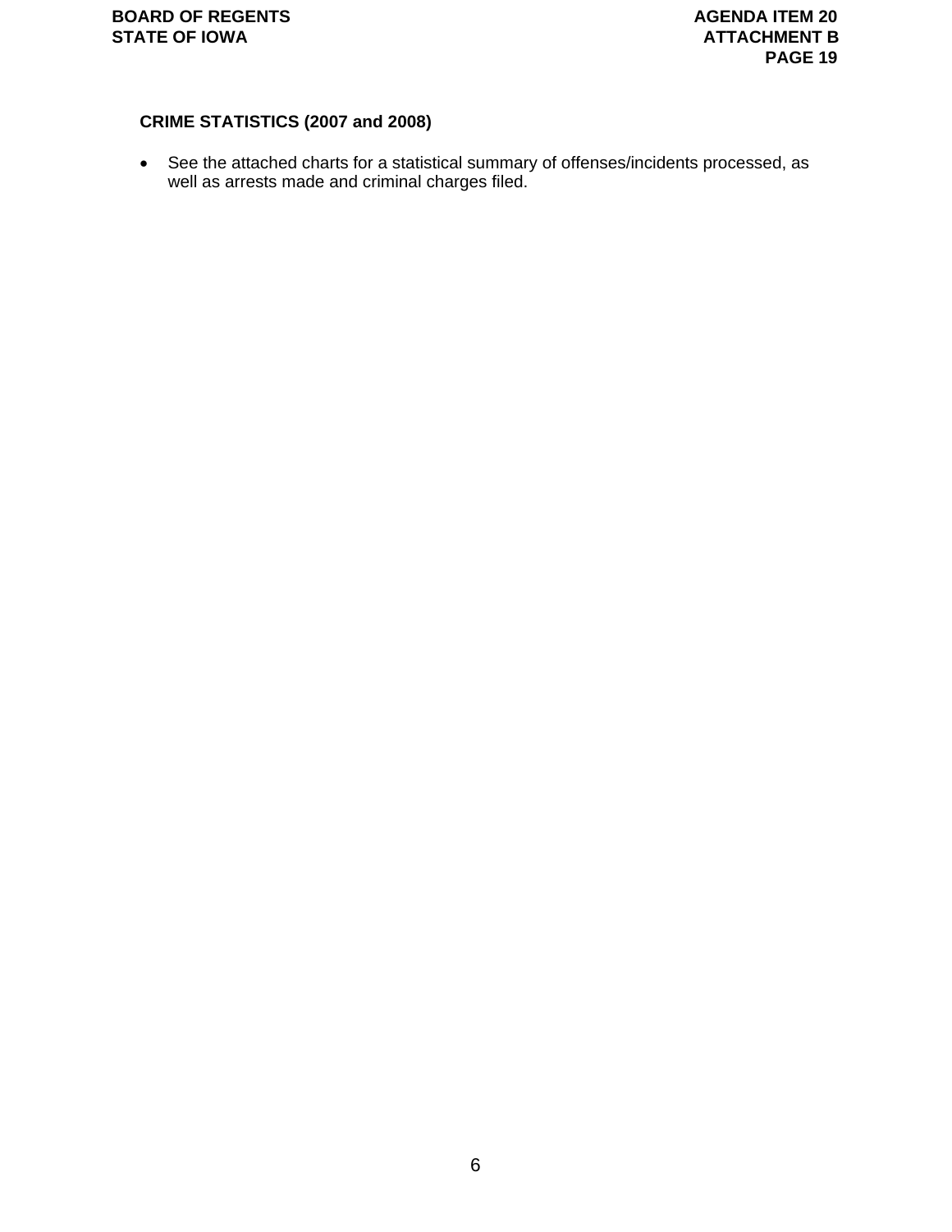**CRIME STATISTICS (2007 and 2008)**

- See the attached charts for a statistical summary of offenses/incidents processed, as well as arrests made and criminal charges filed.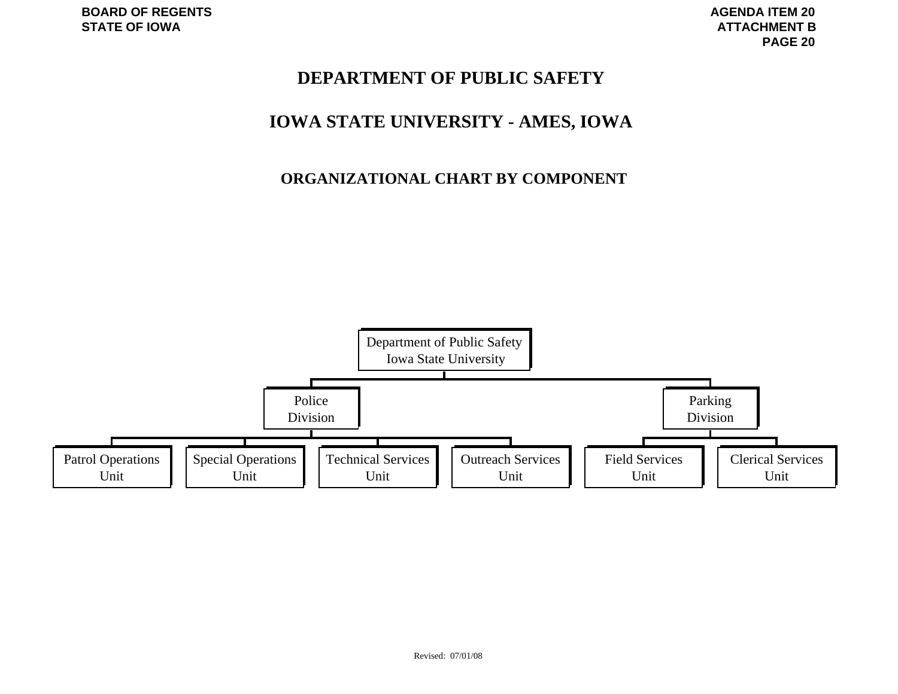# DEPARTMENT OF PUBLIC SAFETY

# IOWA STATE UNIVERSITY - AMES, IOWA

## ORGANIZATIONAL CHART BY COMPONENT

- Department of Public Safety Iowa State University
  - Police Division
    - Patrol Operations Unit
    - Special Operations Unit
    - Technical Services Unit
    - Outreach Services Unit
  - Parking Division
    - Field Services Unit
    - Clerical Services Unit

Revised: 07/01/08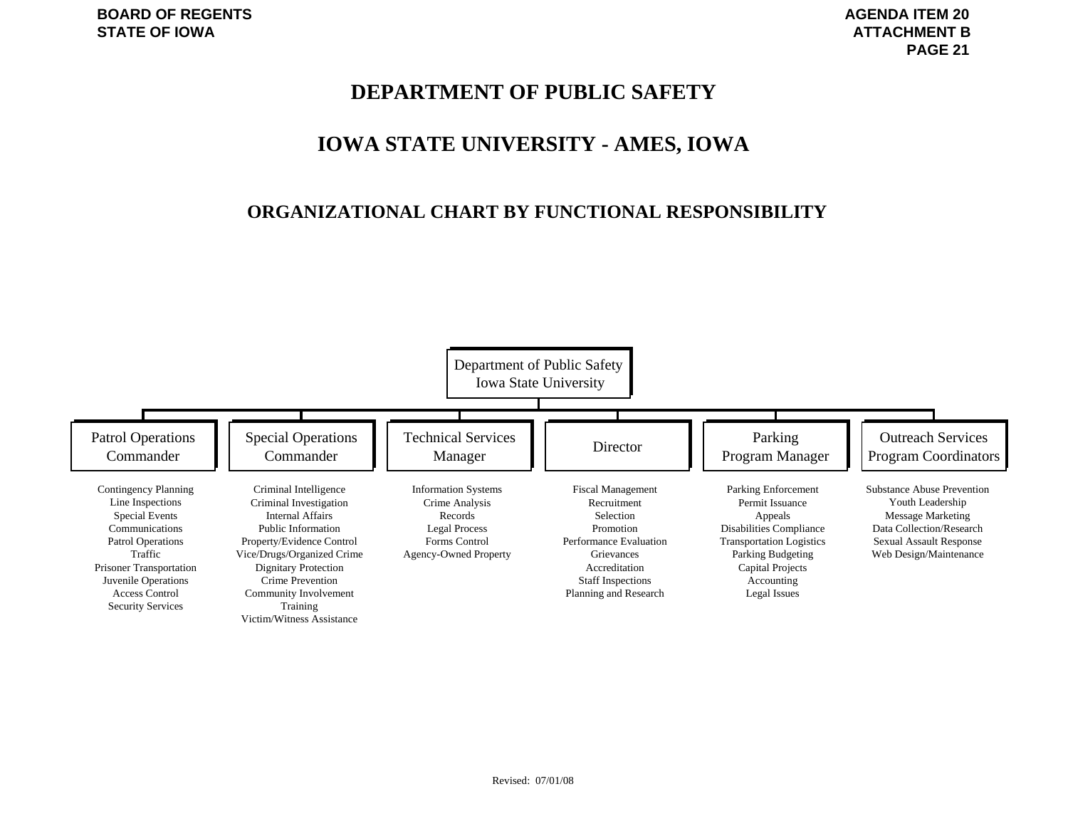# DEPARTMENT OF PUBLIC SAFETY

# IOWA STATE UNIVERSITY - AMES, IOWA

## ORGANIZATIONAL CHART BY FUNCTIONAL RESPONSIBILITY

**Department of Public Safety**
**Iowa State University**

**Patrol Operations Commander**
- Contingency Planning
- Line Inspections
- Special Events
- Communications
- Patrol Operations
- Traffic
- Prisoner Transportation
- Juvenile Operations
- Access Control
- Security Services

**Special Operations Commander**
- Criminal Intelligence
- Criminal Investigation
- Internal Affairs
- Public Information
- Property/Evidence Control
- Vice/Drugs/Organized Crime
- Dignitary Protection
- Crime Prevention
- Community Involvement
- Training
- Victim/Witness Assistance

**Technical Services Manager**
- Information Systems
- Crime Analysis
- Records
- Legal Process
- Forms Control
- Agency-Owned Property

**Director**
- Fiscal Management
- Recruitment
- Selection
- Promotion
- Performance Evaluation
- Grievances
- Accreditation
- Staff Inspections
- Planning and Research

**Parking Program Manager**
- Parking Enforcement
- Permit Issuance
- Appeals
- Disabilities Compliance
- Transportation Logistics
- Parking Budgeting
- Capital Projects
- Accounting
- Legal Issues

**Outreach Services Program Coordinators**
- Substance Abuse Prevention
- Youth Leadership
- Message Marketing
- Data Collection/Research
- Sexual Assault Response
- Web Design/Maintenance

Revised: 07/01/08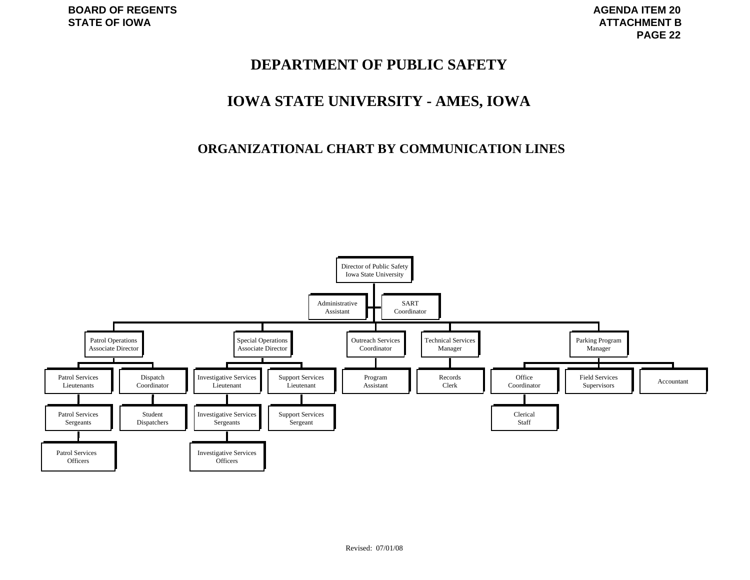BOARD OF REGENTS
STATE OF IOWA

AGENDA ITEM 20
ATTACHMENT B

# DEPARTMENT OF PUBLIC SAFETY

# IOWA STATE UNIVERSITY - AMES, IOWA

## ORGANIZATIONAL CHART BY COMMUNICATION LINES

- Director of Public Safety, Iowa State University
  - Administrative Assistant
  - SART Coordinator
  - Patrol Operations Associate Director
    - Patrol Services Lieutenants
      - Patrol Services Sergeants
        - Patrol Services Officers
    - Dispatch Coordinator
      - Student Dispatchers
  - Special Operations Associate Director
    - Investigative Services Lieutenant
      - Investigative Services Sergeants
        - Investigative Services Officers
    - Support Services Lieutenant
      - Support Services Sergeant
  - Outreach Services Coordinator
    - Program Assistant
  - Technical Services Manager
    - Records Clerk
  - Parking Program Manager
    - Office Coordinator
      - Clerical Staff
    - Field Services Supervisors
    - Accountant

Revised: 07/01/08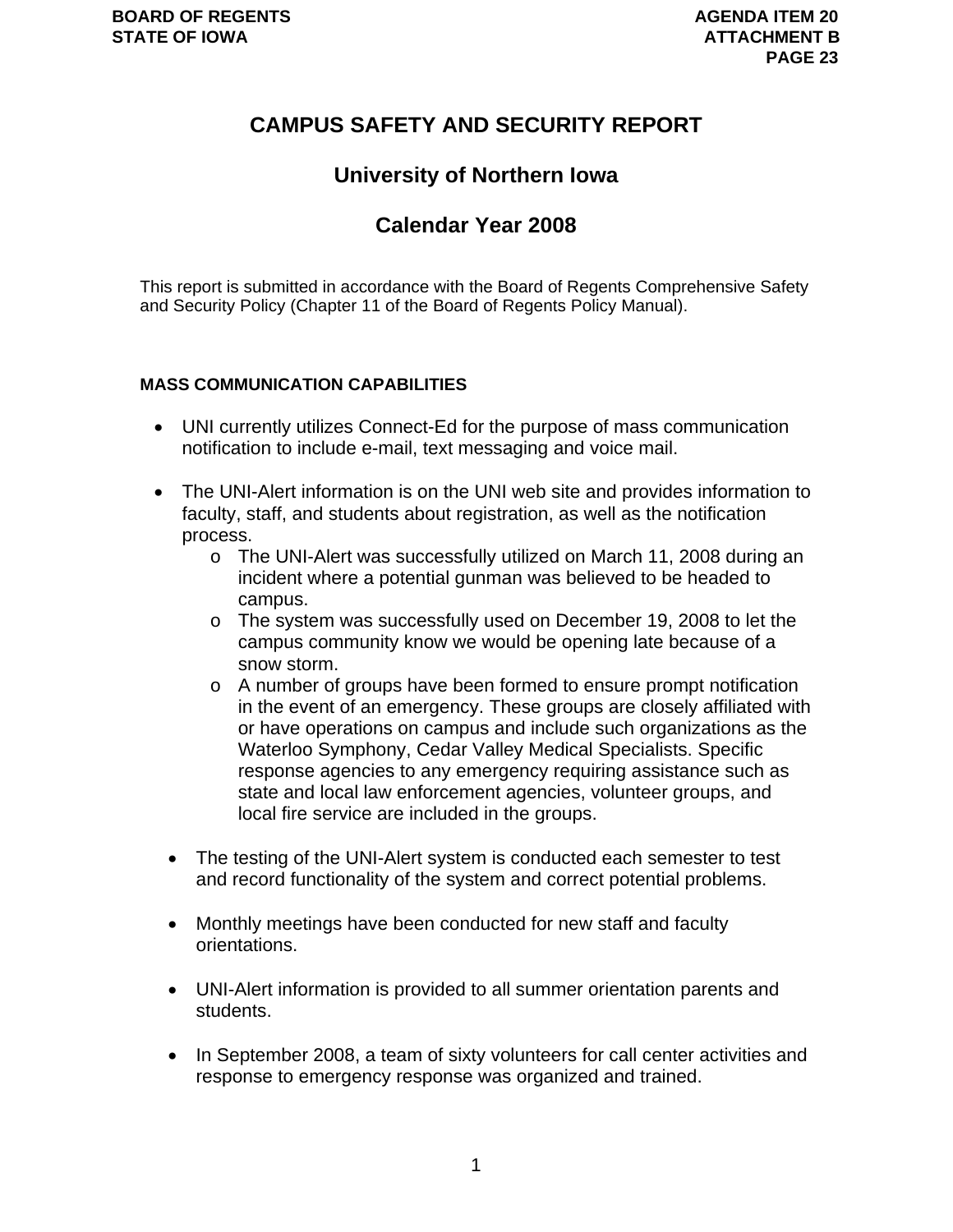# CAMPUS SAFETY AND SECURITY REPORT

## University of Northern Iowa

## Calendar Year 2008

This report is submitted in accordance with the Board of Regents Comprehensive Safety and Security Policy (Chapter 11 of the Board of Regents Policy Manual).

**MASS COMMUNICATION CAPABILITIES**

- UNI currently utilizes Connect-Ed for the purpose of mass communication notification to include e-mail, text messaging and voice mail.
- The UNI-Alert information is on the UNI web site and provides information to faculty, staff, and students about registration, as well as the notification process.
  - The UNI-Alert was successfully utilized on March 11, 2008 during an incident where a potential gunman was believed to be headed to campus.
  - The system was successfully used on December 19, 2008 to let the campus community know we would be opening late because of a snow storm.
  - A number of groups have been formed to ensure prompt notification in the event of an emergency. These groups are closely affiliated with or have operations on campus and include such organizations as the Waterloo Symphony, Cedar Valley Medical Specialists. Specific response agencies to any emergency requiring assistance such as state and local law enforcement agencies, volunteer groups, and local fire service are included in the groups.
- The testing of the UNI-Alert system is conducted each semester to test and record functionality of the system and correct potential problems.
- Monthly meetings have been conducted for new staff and faculty orientations.
- UNI-Alert information is provided to all summer orientation parents and students.
- In September 2008, a team of sixty volunteers for call center activities and response to emergency response was organized and trained.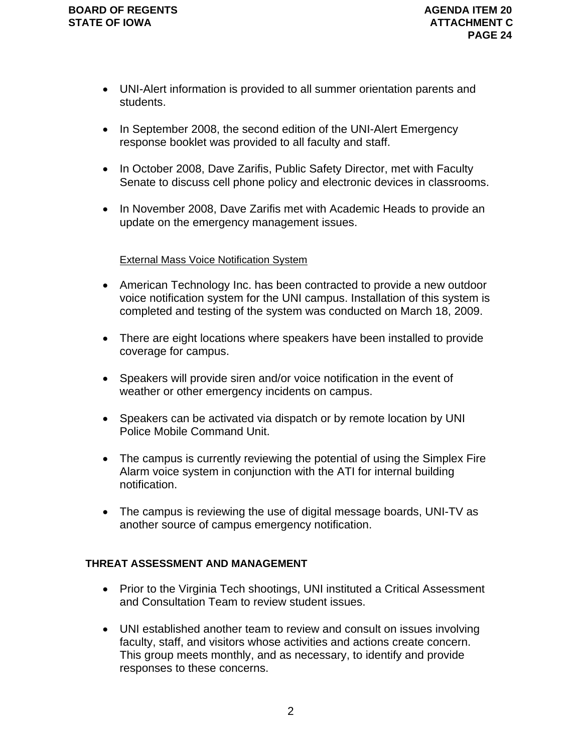- UNI-Alert information is provided to all summer orientation parents and students.

- In September 2008, the second edition of the UNI-Alert Emergency response booklet was provided to all faculty and staff.

- In October 2008, Dave Zarifis, Public Safety Director, met with Faculty Senate to discuss cell phone policy and electronic devices in classrooms.

- In November 2008, Dave Zarifis met with Academic Heads to provide an update on the emergency management issues.

External Mass Voice Notification System

- American Technology Inc. has been contracted to provide a new outdoor voice notification system for the UNI campus. Installation of this system is completed and testing of the system was conducted on March 18, 2009.

- There are eight locations where speakers have been installed to provide coverage for campus.

- Speakers will provide siren and/or voice notification in the event of weather or other emergency incidents on campus.

- Speakers can be activated via dispatch or by remote location by UNI Police Mobile Command Unit.

- The campus is currently reviewing the potential of using the Simplex Fire Alarm voice system in conjunction with the ATI for internal building notification.

- The campus is reviewing the use of digital message boards, UNI-TV as another source of campus emergency notification.

## THREAT ASSESSMENT AND MANAGEMENT

- Prior to the Virginia Tech shootings, UNI instituted a Critical Assessment and Consultation Team to review student issues.

- UNI established another team to review and consult on issues involving faculty, staff, and visitors whose activities and actions create concern. This group meets monthly, and as necessary, to identify and provide responses to these concerns.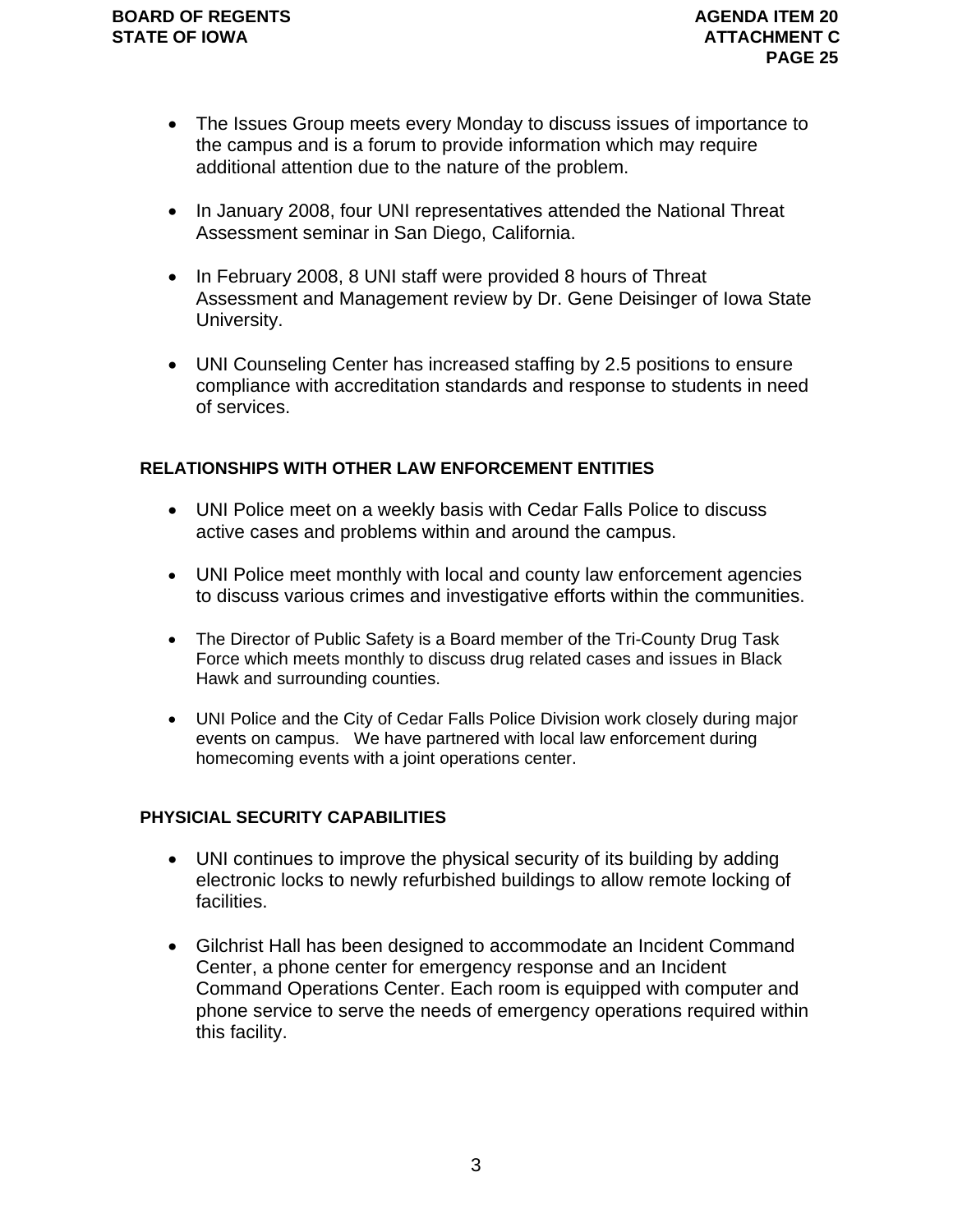- The Issues Group meets every Monday to discuss issues of importance to the campus and is a forum to provide information which may require additional attention due to the nature of the problem.

- In January 2008, four UNI representatives attended the National Threat Assessment seminar in San Diego, California.

- In February 2008, 8 UNI staff were provided 8 hours of Threat Assessment and Management review by Dr. Gene Deisinger of Iowa State University.

- UNI Counseling Center has increased staffing by 2.5 positions to ensure compliance with accreditation standards and response to students in need of services.

**RELATIONSHIPS WITH OTHER LAW ENFORCEMENT ENTITIES**

- UNI Police meet on a weekly basis with Cedar Falls Police to discuss active cases and problems within and around the campus.

- UNI Police meet monthly with local and county law enforcement agencies to discuss various crimes and investigative efforts within the communities.

- The Director of Public Safety is a Board member of the Tri-County Drug Task Force which meets monthly to discuss drug related cases and issues in Black Hawk and surrounding counties.

- UNI Police and the City of Cedar Falls Police Division work closely during major events on campus. We have partnered with local law enforcement during homecoming events with a joint operations center.

**PHYSICIAL SECURITY CAPABILITIES**

- UNI continues to improve the physical security of its building by adding electronic locks to newly refurbished buildings to allow remote locking of facilities.

- Gilchrist Hall has been designed to accommodate an Incident Command Center, a phone center for emergency response and an Incident Command Operations Center. Each room is equipped with computer and phone service to serve the needs of emergency operations required within this facility.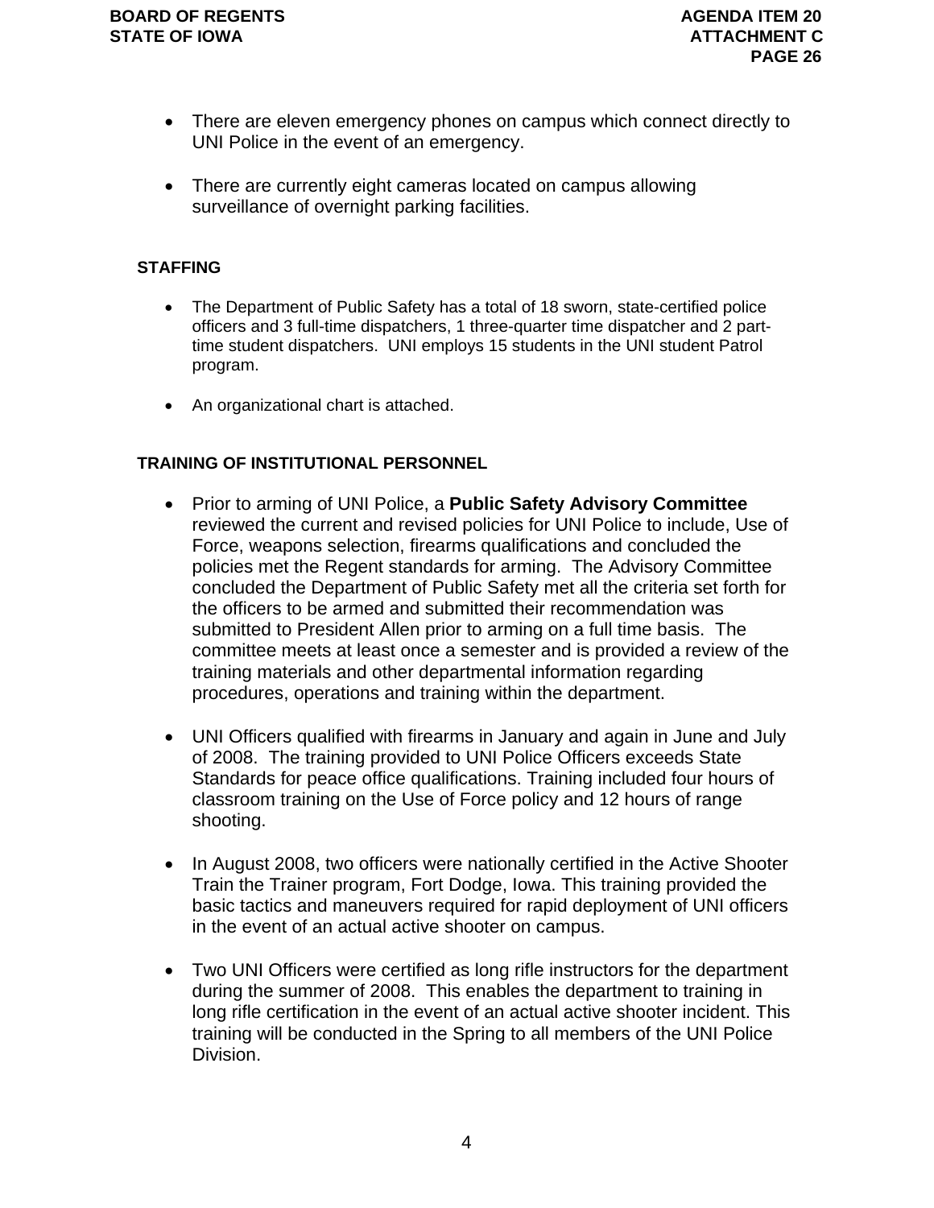- There are eleven emergency phones on campus which connect directly to UNI Police in the event of an emergency.

- There are currently eight cameras located on campus allowing surveillance of overnight parking facilities.

## STAFFING

- The Department of Public Safety has a total of 18 sworn, state-certified police officers and 3 full-time dispatchers, 1 three-quarter time dispatcher and 2 part-time student dispatchers. UNI employs 15 students in the UNI student Patrol program.

- An organizational chart is attached.

## TRAINING OF INSTITUTIONAL PERSONNEL

- Prior to arming of UNI Police, a **Public Safety Advisory Committee** reviewed the current and revised policies for UNI Police to include, Use of Force, weapons selection, firearms qualifications and concluded the policies met the Regent standards for arming. The Advisory Committee concluded the Department of Public Safety met all the criteria set forth for the officers to be armed and submitted their recommendation was submitted to President Allen prior to arming on a full time basis. The committee meets at least once a semester and is provided a review of the training materials and other departmental information regarding procedures, operations and training within the department.

- UNI Officers qualified with firearms in January and again in June and July of 2008. The training provided to UNI Police Officers exceeds State Standards for peace office qualifications. Training included four hours of classroom training on the Use of Force policy and 12 hours of range shooting.

- In August 2008, two officers were nationally certified in the Active Shooter Train the Trainer program, Fort Dodge, Iowa. This training provided the basic tactics and maneuvers required for rapid deployment of UNI officers in the event of an actual active shooter on campus.

- Two UNI Officers were certified as long rifle instructors for the department during the summer of 2008. This enables the department to training in long rifle certification in the event of an actual active shooter incident. This training will be conducted in the Spring to all members of the UNI Police Division.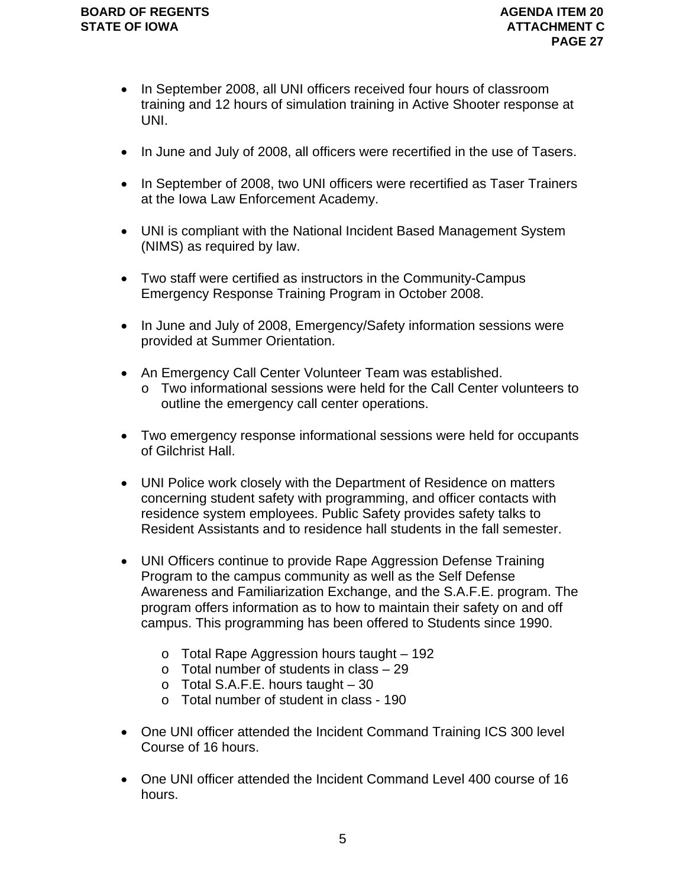- In September 2008, all UNI officers received four hours of classroom training and 12 hours of simulation training in Active Shooter response at UNI.

- In June and July of 2008, all officers were recertified in the use of Tasers.

- In September of 2008, two UNI officers were recertified as Taser Trainers at the Iowa Law Enforcement Academy.

- UNI is compliant with the National Incident Based Management System (NIMS) as required by law.

- Two staff were certified as instructors in the Community-Campus Emergency Response Training Program in October 2008.

- In June and July of 2008, Emergency/Safety information sessions were provided at Summer Orientation.

- An Emergency Call Center Volunteer Team was established.
  - Two informational sessions were held for the Call Center volunteers to outline the emergency call center operations.

- Two emergency response informational sessions were held for occupants of Gilchrist Hall.

- UNI Police work closely with the Department of Residence on matters concerning student safety with programming, and officer contacts with residence system employees. Public Safety provides safety talks to Resident Assistants and to residence hall students in the fall semester.

- UNI Officers continue to provide Rape Aggression Defense Training Program to the campus community as well as the Self Defense Awareness and Familiarization Exchange, and the S.A.F.E. program. The program offers information as to how to maintain their safety on and off campus. This programming has been offered to Students since 1990.

  - Total Rape Aggression hours taught – 192
  - Total number of students in class – 29
  - Total S.A.F.E. hours taught – 30
  - Total number of student in class - 190

- One UNI officer attended the Incident Command Training ICS 300 level Course of 16 hours.

- One UNI officer attended the Incident Command Level 400 course of 16 hours.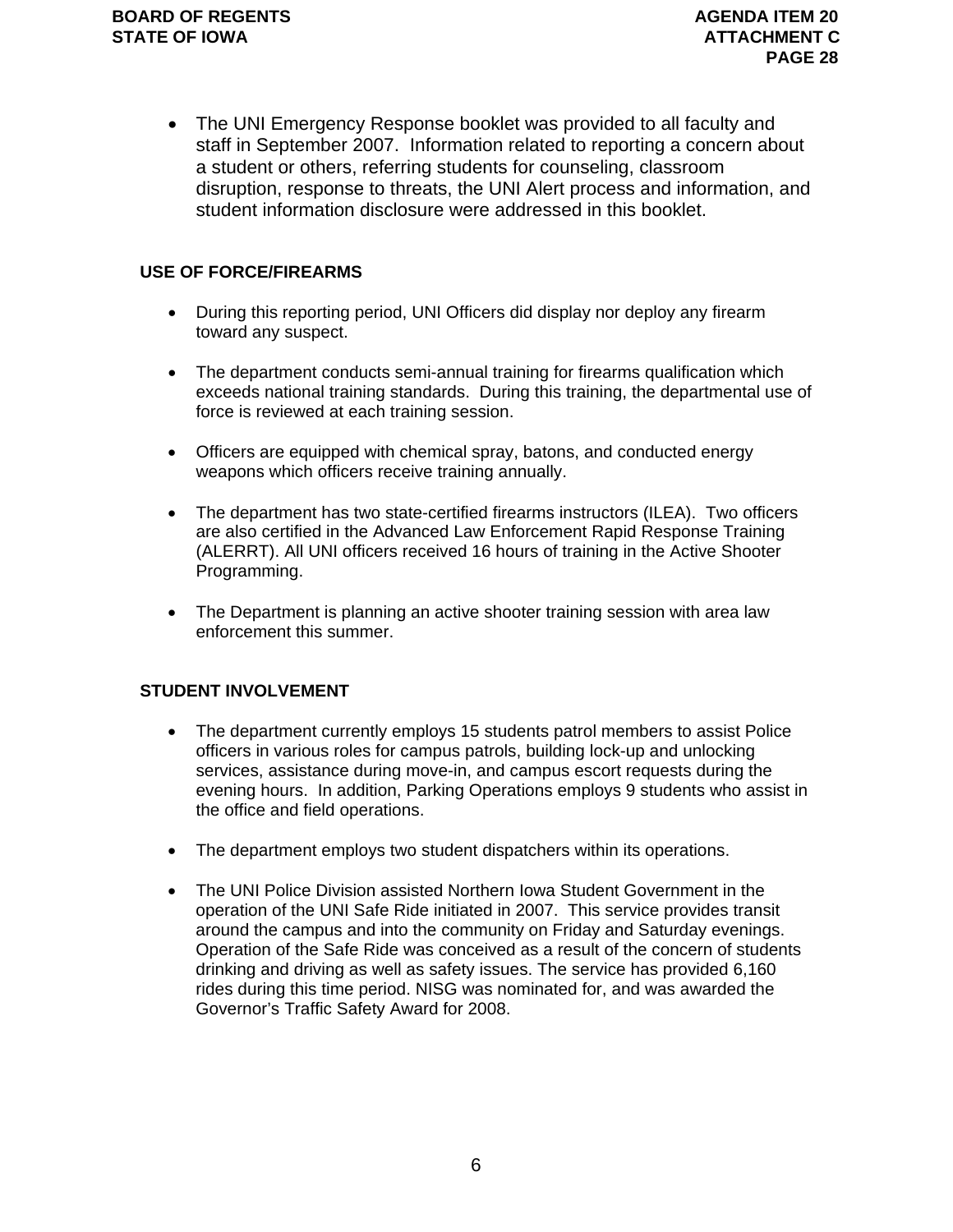- The UNI Emergency Response booklet was provided to all faculty and staff in September 2007. Information related to reporting a concern about a student or others, referring students for counseling, classroom disruption, response to threats, the UNI Alert process and information, and student information disclosure were addressed in this booklet.

**USE OF FORCE/FIREARMS**

- During this reporting period, UNI Officers did display nor deploy any firearm toward any suspect.
- The department conducts semi-annual training for firearms qualification which exceeds national training standards. During this training, the departmental use of force is reviewed at each training session.
- Officers are equipped with chemical spray, batons, and conducted energy weapons which officers receive training annually.
- The department has two state-certified firearms instructors (ILEA). Two officers are also certified in the Advanced Law Enforcement Rapid Response Training (ALERRT). All UNI officers received 16 hours of training in the Active Shooter Programming.
- The Department is planning an active shooter training session with area law enforcement this summer.

**STUDENT INVOLVEMENT**

- The department currently employs 15 students patrol members to assist Police officers in various roles for campus patrols, building lock-up and unlocking services, assistance during move-in, and campus escort requests during the evening hours. In addition, Parking Operations employs 9 students who assist in the office and field operations.
- The department employs two student dispatchers within its operations.
- The UNI Police Division assisted Northern Iowa Student Government in the operation of the UNI Safe Ride initiated in 2007. This service provides transit around the campus and into the community on Friday and Saturday evenings. Operation of the Safe Ride was conceived as a result of the concern of students drinking and driving as well as safety issues. The service has provided 6,160 rides during this time period. NISG was nominated for, and was awarded the Governor's Traffic Safety Award for 2008.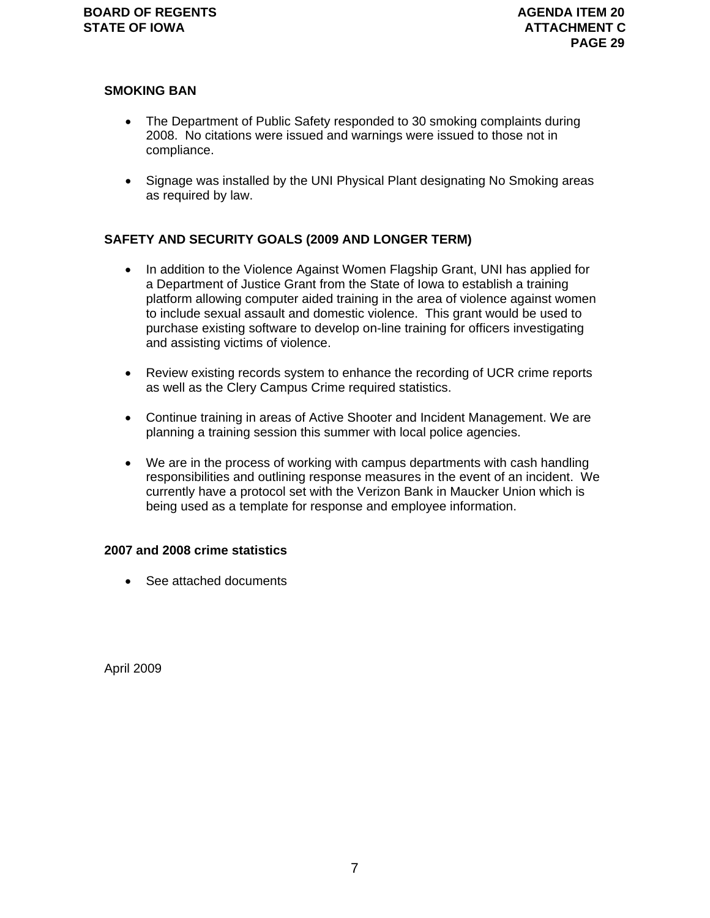## SMOKING BAN

- The Department of Public Safety responded to 30 smoking complaints during 2008. No citations were issued and warnings were issued to those not in compliance.
- Signage was installed by the UNI Physical Plant designating No Smoking areas as required by law.

## SAFETY AND SECURITY GOALS (2009 AND LONGER TERM)

- In addition to the Violence Against Women Flagship Grant, UNI has applied for a Department of Justice Grant from the State of Iowa to establish a training platform allowing computer aided training in the area of violence against women to include sexual assault and domestic violence. This grant would be used to purchase existing software to develop on-line training for officers investigating and assisting victims of violence.
- Review existing records system to enhance the recording of UCR crime reports as well as the Clery Campus Crime required statistics.
- Continue training in areas of Active Shooter and Incident Management. We are planning a training session this summer with local police agencies.
- We are in the process of working with campus departments with cash handling responsibilities and outlining response measures in the event of an incident. We currently have a protocol set with the Verizon Bank in Maucker Union which is being used as a template for response and employee information.

## 2007 and 2008 crime statistics

- See attached documents

April 2009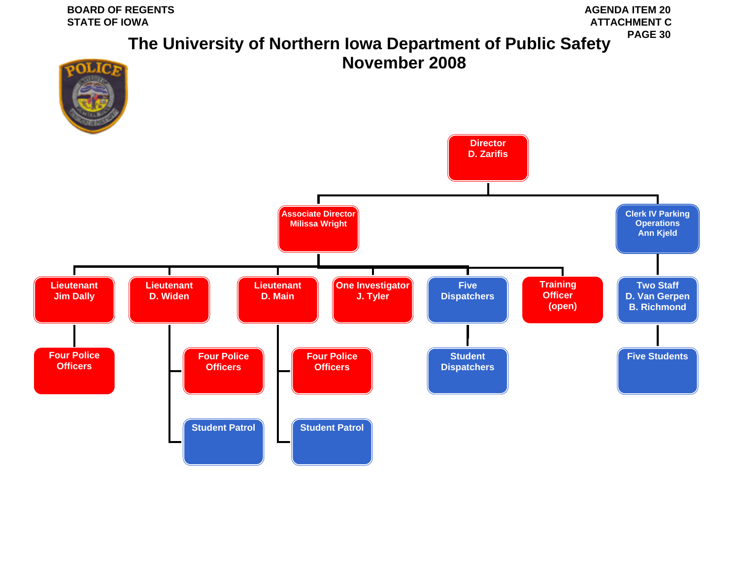BOARD OF REGENTS
STATE OF IOWA

AGENDA ITEM 20
ATTACHMENT C
PAGE 30

# The University of Northern Iowa Department of Public Safety
## November 2008

- **Director** D. Zarifis
  - **Associate Director** Milissa Wright
    - **Lieutenant** Jim Dally
      - Four Police Officers
    - **Lieutenant** D. Widen
      - Four Police Officers
      - Student Patrol
    - **Lieutenant** D. Main
      - Four Police Officers
      - Student Patrol
    - **One Investigator** J. Tyler
    - **Five Dispatchers**
      - Student Dispatchers
    - **Training Officer** (open)
  - **Clerk IV Parking Operations** Ann Kjeld
    - **Two Staff** D. Van Gerpen, B. Richmond
      - Five Students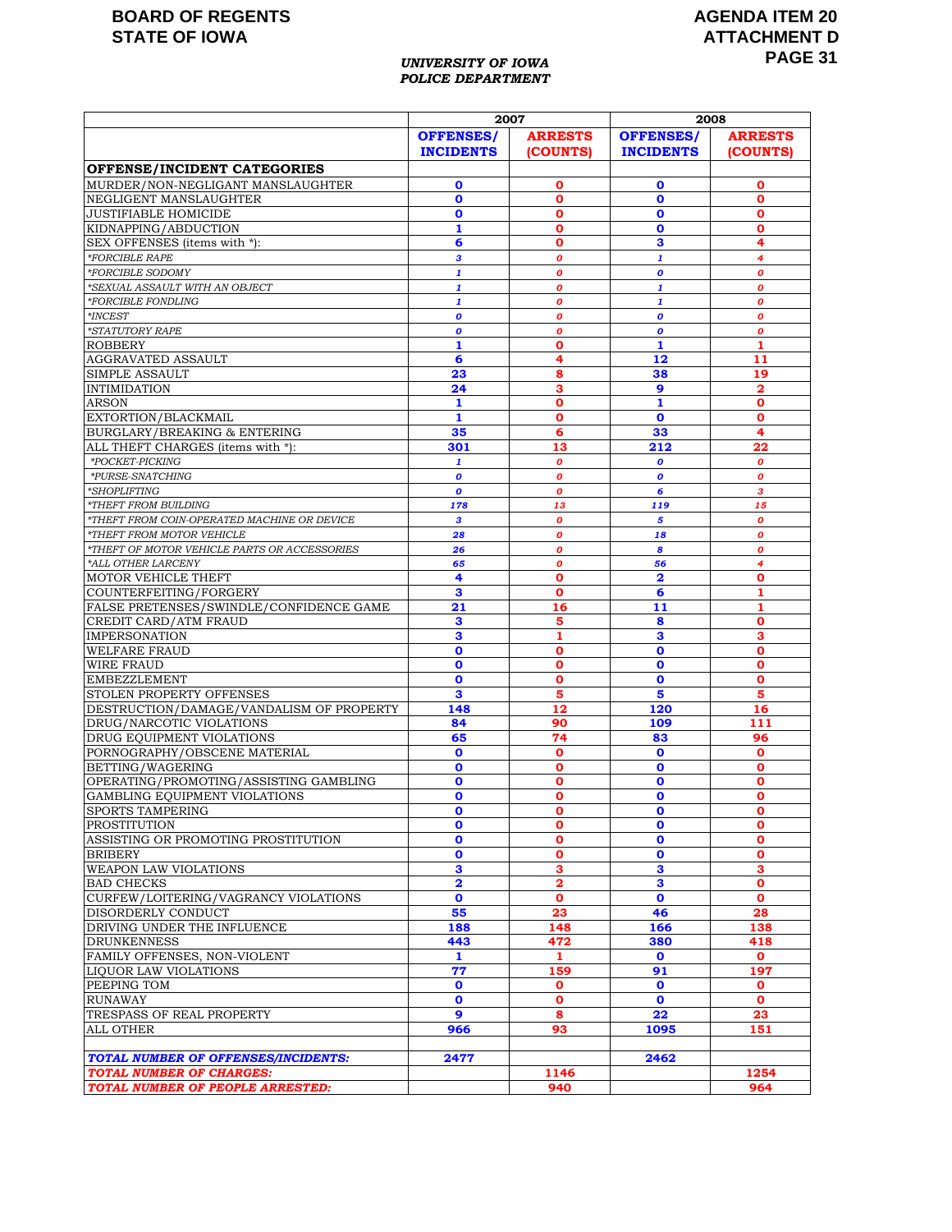**BOARD OF REGENTS**
**STATE OF IOWA**

**AGENDA ITEM 20**
**ATTACHMENT D**
**PAGE 31**

***UNIVERSITY OF IOWA***
***POLICE DEPARTMENT***

| | 2007 | | 2008 | |
|---|---|---|---|---|
| | **OFFENSES/ INCIDENTS** | **ARRESTS (COUNTS)** | **OFFENSES/ INCIDENTS** | **ARRESTS (COUNTS)** |
| **OFFENSE/INCIDENT CATEGORIES** | | | | |
| MURDER/NON-NEGLIGANT MANSLAUGHTER | 0 | 0 | 0 | 0 |
| NEGLIGENT MANSLAUGHTER | 0 | 0 | 0 | 0 |
| JUSTIFIABLE HOMICIDE | 0 | 0 | 0 | 0 |
| KIDNAPPING/ABDUCTION | 1 | 0 | 0 | 0 |
| SEX OFFENSES (items with *): | 6 | 0 | 3 | 4 |
| *\*FORCIBLE RAPE* | 3 | 0 | 1 | 4 |
| *\*FORCIBLE SODOMY* | 1 | 0 | 0 | 0 |
| *\*SEXUAL ASSAULT WITH AN OBJECT* | 1 | 0 | 1 | 0 |
| *\*FORCIBLE FONDLING* | 1 | 0 | 1 | 0 |
| *\*INCEST* | 0 | 0 | 0 | 0 |
| *\*STATUTORY RAPE* | 0 | 0 | 0 | 0 |
| ROBBERY | 1 | 0 | 1 | 1 |
| AGGRAVATED ASSAULT | 6 | 4 | 12 | 11 |
| SIMPLE ASSAULT | 23 | 8 | 38 | 19 |
| INTIMIDATION | 24 | 3 | 9 | 2 |
| ARSON | 1 | 0 | 1 | 0 |
| EXTORTION/BLACKMAIL | 1 | 0 | 0 | 0 |
| BURGLARY/BREAKING & ENTERING | 35 | 6 | 33 | 4 |
| ALL THEFT CHARGES (items with *): | 301 | 13 | 212 | 22 |
| *\*POCKET-PICKING* | 1 | 0 | 0 | 0 |
| *\*PURSE-SNATCHING* | 0 | 0 | 0 | 0 |
| *\*SHOPLIFTING* | 0 | 0 | 6 | 3 |
| *\*THEFT FROM BUILDING* | 178 | 13 | 119 | 15 |
| *\*THEFT FROM COIN-OPERATED MACHINE OR DEVICE* | 3 | 0 | 5 | 0 |
| *\*THEFT FROM MOTOR VEHICLE* | 28 | 0 | 18 | 0 |
| *\*THEFT OF MOTOR VEHICLE PARTS OR ACCESSORIES* | 26 | 0 | 8 | 0 |
| *\*ALL OTHER LARCENY* | 65 | 0 | 56 | 4 |
| MOTOR VEHICLE THEFT | 4 | 0 | 2 | 0 |
| COUNTERFEITING/FORGERY | 3 | 0 | 6 | 1 |
| FALSE PRETENSES/SWINDLE/CONFIDENCE GAME | 21 | 16 | 11 | 1 |
| CREDIT CARD/ATM FRAUD | 3 | 5 | 8 | 0 |
| IMPERSONATION | 3 | 1 | 3 | 3 |
| WELFARE FRAUD | 0 | 0 | 0 | 0 |
| WIRE FRAUD | 0 | 0 | 0 | 0 |
| EMBEZZLEMENT | 0 | 0 | 0 | 0 |
| STOLEN PROPERTY OFFENSES | 3 | 5 | 5 | 5 |
| DESTRUCTION/DAMAGE/VANDALISM OF PROPERTY | 148 | 12 | 120 | 16 |
| DRUG/NARCOTIC VIOLATIONS | 84 | 90 | 109 | 111 |
| DRUG EQUIPMENT VIOLATIONS | 65 | 74 | 83 | 96 |
| PORNOGRAPHY/OBSCENE MATERIAL | 0 | 0 | 0 | 0 |
| BETTING/WAGERING | 0 | 0 | 0 | 0 |
| OPERATING/PROMOTING/ASSISTING GAMBLING | 0 | 0 | 0 | 0 |
| GAMBLING EQUIPMENT VIOLATIONS | 0 | 0 | 0 | 0 |
| SPORTS TAMPERING | 0 | 0 | 0 | 0 |
| PROSTITUTION | 0 | 0 | 0 | 0 |
| ASSISTING OR PROMOTING PROSTITUTION | 0 | 0 | 0 | 0 |
| BRIBERY | 0 | 0 | 0 | 0 |
| WEAPON LAW VIOLATIONS | 3 | 3 | 3 | 3 |
| BAD CHECKS | 2 | 2 | 3 | 0 |
| CURFEW/LOITERING/VAGRANCY VIOLATIONS | 0 | 0 | 0 | 0 |
| DISORDERLY CONDUCT | 55 | 23 | 46 | 28 |
| DRIVING UNDER THE INFLUENCE | 188 | 148 | 166 | 138 |
| DRUNKENNESS | 443 | 472 | 380 | 418 |
| FAMILY OFFENSES, NON-VIOLENT | 1 | 1 | 0 | 0 |
| LIQUOR LAW VIOLATIONS | 77 | 159 | 91 | 197 |
| PEEPING TOM | 0 | 0 | 0 | 0 |
| RUNAWAY | 0 | 0 | 0 | 0 |
| TRESPASS OF REAL PROPERTY | 9 | 8 | 22 | 23 |
| ALL OTHER | 966 | 93 | 1095 | 151 |
| | | | | |
| ***TOTAL NUMBER OF OFFENSES/INCIDENTS:*** | 2477 | | 2462 | |
| ***TOTAL NUMBER OF CHARGES:*** | | 1146 | | 1254 |
| ***TOTAL NUMBER OF PEOPLE ARRESTED:*** | | 940 | | 964 |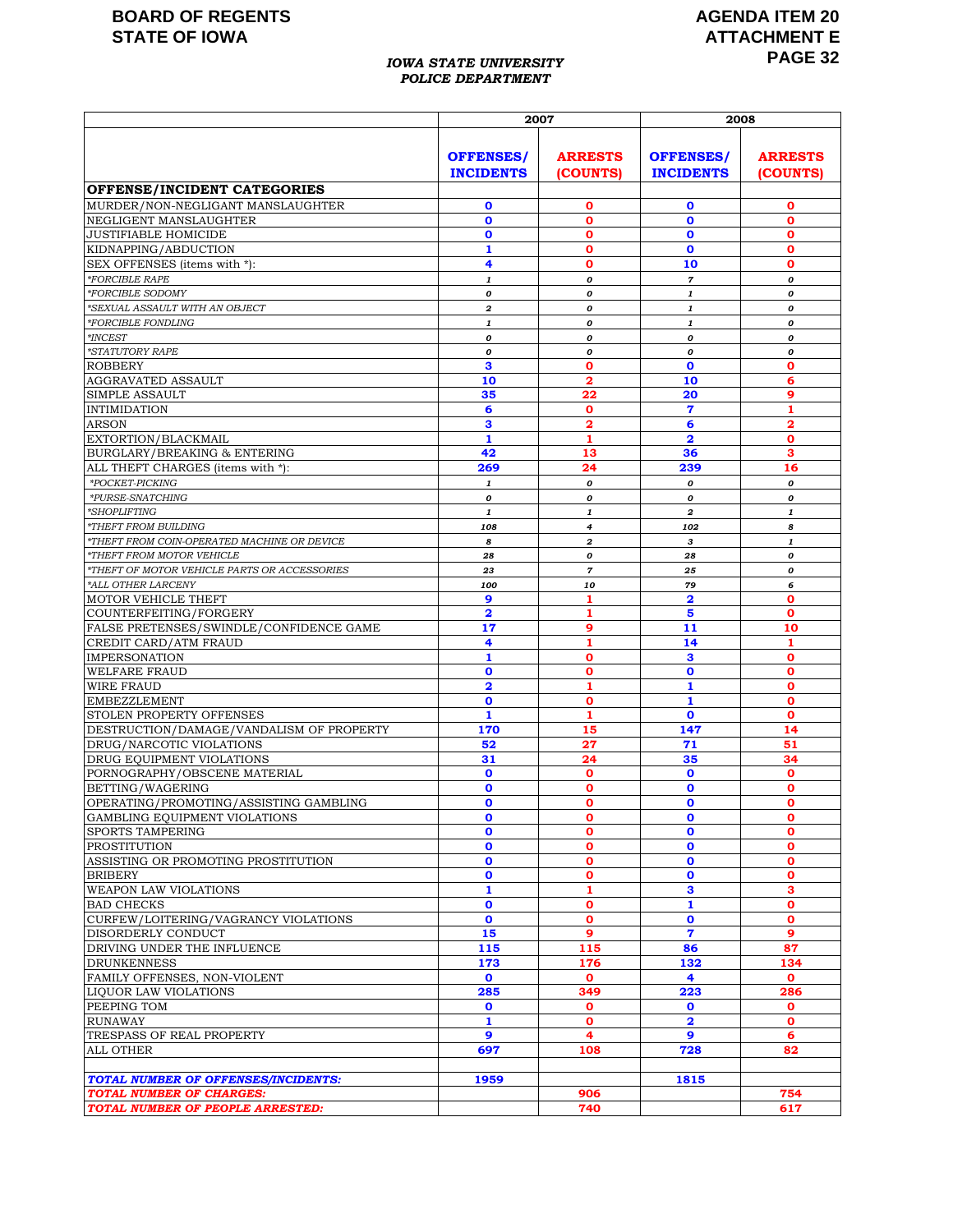BOARD OF REGENTS
STATE OF IOWA

AGENDA ITEM 20
ATTACHMENT E
PAGE 32

***IOWA STATE UNIVERSITY***
***POLICE DEPARTMENT***

| | 2007 | | 2008 | |
|---|---|---|---|---|
| **OFFENSE/INCIDENT CATEGORIES** | **OFFENSES/ INCIDENTS** | **ARRESTS (COUNTS)** | **OFFENSES/ INCIDENTS** | **ARRESTS (COUNTS)** |
| MURDER/NON-NEGLIGANT MANSLAUGHTER | 0 | 0 | 0 | 0 |
| NEGLIGENT MANSLAUGHTER | 0 | 0 | 0 | 0 |
| JUSTIFIABLE HOMICIDE | 0 | 0 | 0 | 0 |
| KIDNAPPING/ABDUCTION | 1 | 0 | 0 | 0 |
| SEX OFFENSES (items with *): | 4 | 0 | 10 | 0 |
| *\*FORCIBLE RAPE* | 1 | 0 | 7 | 0 |
| *\*FORCIBLE SODOMY* | 0 | 0 | 1 | 0 |
| *\*SEXUAL ASSAULT WITH AN OBJECT* | 2 | 0 | 1 | 0 |
| *\*FORCIBLE FONDLING* | 1 | 0 | 1 | 0 |
| *\*INCEST* | 0 | 0 | 0 | 0 |
| *\*STATUTORY RAPE* | 0 | 0 | 0 | 0 |
| ROBBERY | 3 | 0 | 0 | 0 |
| AGGRAVATED ASSAULT | 10 | 2 | 10 | 6 |
| SIMPLE ASSAULT | 35 | 22 | 20 | 9 |
| INTIMIDATION | 6 | 0 | 7 | 1 |
| ARSON | 3 | 2 | 6 | 2 |
| EXTORTION/BLACKMAIL | 1 | 1 | 2 | 0 |
| BURGLARY/BREAKING & ENTERING | 42 | 13 | 36 | 3 |
| ALL THEFT CHARGES (items with *): | 269 | 24 | 239 | 16 |
| *\*POCKET-PICKING* | 1 | 0 | 0 | 0 |
| *\*PURSE-SNATCHING* | 0 | 0 | 0 | 0 |
| *\*SHOPLIFTING* | 1 | 1 | 2 | 1 |
| *\*THEFT FROM BUILDING* | 108 | 4 | 102 | 8 |
| *\*THEFT FROM COIN-OPERATED MACHINE OR DEVICE* | 8 | 2 | 3 | 1 |
| *\*THEFT FROM MOTOR VEHICLE* | 28 | 0 | 28 | 0 |
| *\*THEFT OF MOTOR VEHICLE PARTS OR ACCESSORIES* | 23 | 7 | 25 | 0 |
| *\*ALL OTHER LARCENY* | 100 | 10 | 79 | 6 |
| MOTOR VEHICLE THEFT | 9 | 1 | 2 | 0 |
| COUNTERFEITING/FORGERY | 2 | 1 | 5 | 0 |
| FALSE PRETENSES/SWINDLE/CONFIDENCE GAME | 17 | 9 | 11 | 10 |
| CREDIT CARD/ATM FRAUD | 4 | 1 | 14 | 1 |
| IMPERSONATION | 1 | 0 | 3 | 0 |
| WELFARE FRAUD | 0 | 0 | 0 | 0 |
| WIRE FRAUD | 2 | 1 | 1 | 0 |
| EMBEZZLEMENT | 0 | 0 | 1 | 0 |
| STOLEN PROPERTY OFFENSES | 1 | 1 | 0 | 0 |
| DESTRUCTION/DAMAGE/VANDALISM OF PROPERTY | 170 | 15 | 147 | 14 |
| DRUG/NARCOTIC VIOLATIONS | 52 | 27 | 71 | 51 |
| DRUG EQUIPMENT VIOLATIONS | 31 | 24 | 35 | 34 |
| PORNOGRAPHY/OBSCENE MATERIAL | 0 | 0 | 0 | 0 |
| BETTING/WAGERING | 0 | 0 | 0 | 0 |
| OPERATING/PROMOTING/ASSISTING GAMBLING | 0 | 0 | 0 | 0 |
| GAMBLING EQUIPMENT VIOLATIONS | 0 | 0 | 0 | 0 |
| SPORTS TAMPERING | 0 | 0 | 0 | 0 |
| PROSTITUTION | 0 | 0 | 0 | 0 |
| ASSISTING OR PROMOTING PROSTITUTION | 0 | 0 | 0 | 0 |
| BRIBERY | 0 | 0 | 0 | 0 |
| WEAPON LAW VIOLATIONS | 1 | 1 | 3 | 3 |
| BAD CHECKS | 0 | 0 | 1 | 0 |
| CURFEW/LOITERING/VAGRANCY VIOLATIONS | 0 | 0 | 0 | 0 |
| DISORDERLY CONDUCT | 15 | 9 | 7 | 9 |
| DRIVING UNDER THE INFLUENCE | 115 | 115 | 86 | 87 |
| DRUNKENNESS | 173 | 176 | 132 | 134 |
| FAMILY OFFENSES, NON-VIOLENT | 0 | 0 | 4 | 0 |
| LIQUOR LAW VIOLATIONS | 285 | 349 | 223 | 286 |
| PEEPING TOM | 0 | 0 | 0 | 0 |
| RUNAWAY | 1 | 0 | 2 | 0 |
| TRESPASS OF REAL PROPERTY | 9 | 4 | 9 | 6 |
| ALL OTHER | 697 | 108 | 728 | 82 |
| | | | | |
| ***TOTAL NUMBER OF OFFENSES/INCIDENTS:*** | 1959 | | 1815 | |
| ***TOTAL NUMBER OF CHARGES:*** | | 906 | | 754 |
| ***TOTAL NUMBER OF PEOPLE ARRESTED:*** | | 740 | | 617 |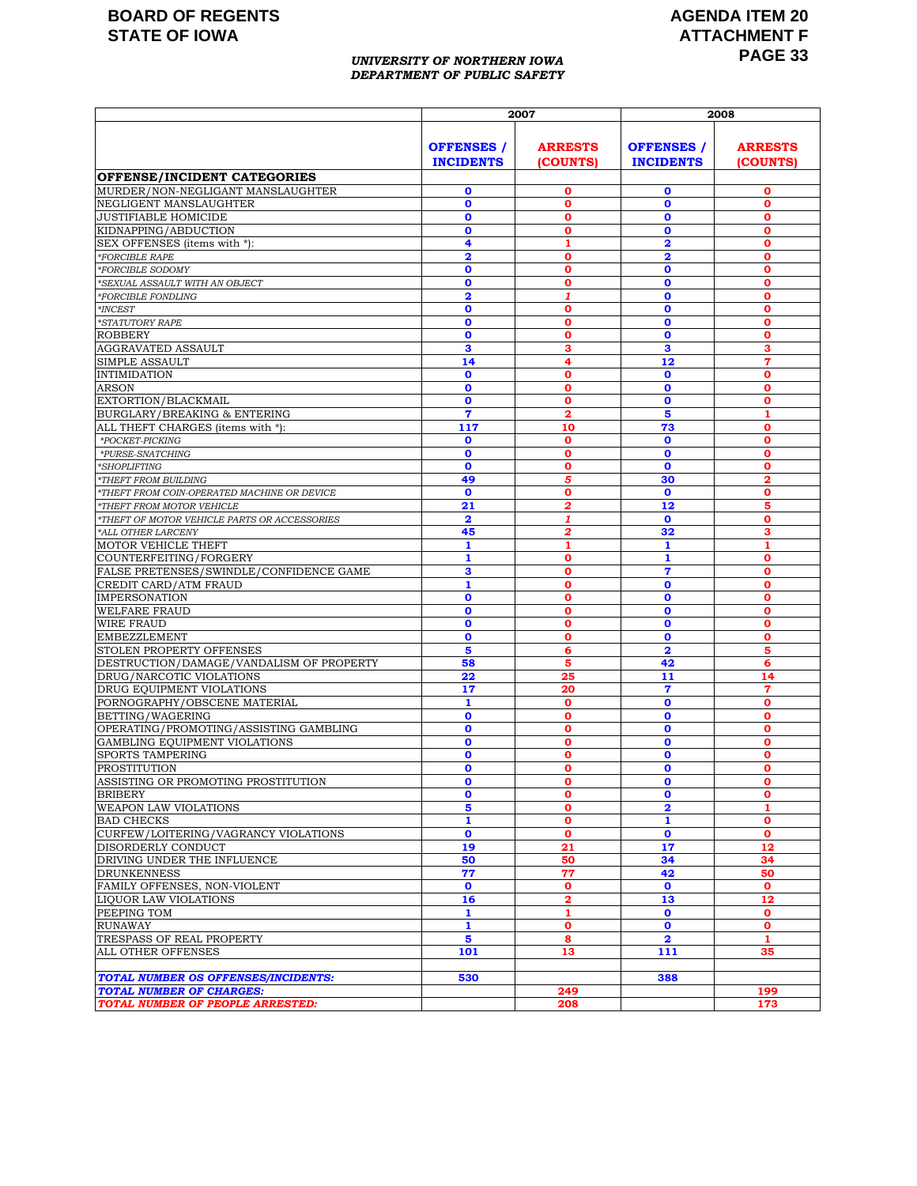**BOARD OF REGENTS**
**STATE OF IOWA**

**AGENDA ITEM 20**
**ATTACHMENT F**
**PAGE 33**

***UNIVERSITY OF NORTHERN IOWA***
***DEPARTMENT OF PUBLIC SAFETY***

| | 2007 | | 2008 | |
|---|---|---|---|---|
| **OFFENSE/INCIDENT CATEGORIES** | **OFFENSES / INCIDENTS** | **ARRESTS (COUNTS)** | **OFFENSES / INCIDENTS** | **ARRESTS (COUNTS)** |
| MURDER/NON-NEGLIGANT MANSLAUGHTER | 0 | 0 | 0 | 0 |
| NEGLIGENT MANSLAUGHTER | 0 | 0 | 0 | 0 |
| JUSTIFIABLE HOMICIDE | 0 | 0 | 0 | 0 |
| KIDNAPPING/ABDUCTION | 0 | 0 | 0 | 0 |
| SEX OFFENSES (items with *): | 4 | 1 | 2 | 0 |
| *\*FORCIBLE RAPE* | 2 | 0 | 2 | 0 |
| *\*FORCIBLE SODOMY* | 0 | 0 | 0 | 0 |
| *\*SEXUAL ASSAULT WITH AN OBJECT* | 0 | 0 | 0 | 0 |
| *\*FORCIBLE FONDLING* | 2 | *1* | 0 | 0 |
| *\*INCEST* | 0 | 0 | 0 | 0 |
| *\*STATUTORY RAPE* | 0 | 0 | 0 | 0 |
| ROBBERY | 0 | 0 | 0 | 0 |
| AGGRAVATED ASSAULT | 3 | 3 | 3 | 3 |
| SIMPLE ASSAULT | 14 | 4 | 12 | 7 |
| INTIMIDATION | 0 | 0 | 0 | 0 |
| ARSON | 0 | 0 | 0 | 0 |
| EXTORTION/BLACKMAIL | 0 | 0 | 0 | 0 |
| BURGLARY/BREAKING & ENTERING | 7 | 2 | 5 | 1 |
| ALL THEFT CHARGES (items with *): | 117 | 10 | 73 | 0 |
| *\*POCKET-PICKING* | 0 | 0 | 0 | 0 |
| *\*PURSE-SNATCHING* | 0 | 0 | 0 | 0 |
| *\*SHOPLIFTING* | 0 | 0 | 0 | 0 |
| *\*THEFT FROM BUILDING* | 49 | *5* | 30 | 2 |
| *\*THEFT FROM COIN-OPERATED MACHINE OR DEVICE* | 0 | 0 | 0 | 0 |
| *\*THEFT FROM MOTOR VEHICLE* | 21 | *2* | 12 | 5 |
| *\*THEFT OF MOTOR VEHICLE PARTS OR ACCESSORIES* | 2 | *1* | 0 | 0 |
| *\*ALL OTHER LARCENY* | 45 | *2* | 32 | 3 |
| MOTOR VEHICLE THEFT | 1 | 1 | 1 | 1 |
| COUNTERFEITING/FORGERY | 1 | 0 | 1 | 0 |
| FALSE PRETENSES/SWINDLE/CONFIDENCE GAME | 3 | 0 | 7 | 0 |
| CREDIT CARD/ATM FRAUD | 1 | 0 | 0 | 0 |
| IMPERSONATION | 0 | 0 | 0 | 0 |
| WELFARE FRAUD | 0 | 0 | 0 | 0 |
| WIRE FRAUD | 0 | 0 | 0 | 0 |
| EMBEZZLEMENT | 0 | 0 | 0 | 0 |
| STOLEN PROPERTY OFFENSES | 5 | 6 | 2 | 5 |
| DESTRUCTION/DAMAGE/VANDALISM OF PROPERTY | 58 | 5 | 42 | 6 |
| DRUG/NARCOTIC VIOLATIONS | 22 | 25 | 11 | 14 |
| DRUG EQUIPMENT VIOLATIONS | 17 | 20 | 7 | 7 |
| PORNOGRAPHY/OBSCENE MATERIAL | 1 | 0 | 0 | 0 |
| BETTING/WAGERING | 0 | 0 | 0 | 0 |
| OPERATING/PROMOTING/ASSISTING GAMBLING | 0 | 0 | 0 | 0 |
| GAMBLING EQUIPMENT VIOLATIONS | 0 | 0 | 0 | 0 |
| SPORTS TAMPERING | 0 | 0 | 0 | 0 |
| PROSTITUTION | 0 | 0 | 0 | 0 |
| ASSISTING OR PROMOTING PROSTITUTION | 0 | 0 | 0 | 0 |
| BRIBERY | 0 | 0 | 0 | 0 |
| WEAPON LAW VIOLATIONS | 5 | 0 | 2 | 1 |
| BAD CHECKS | 1 | 0 | 1 | 0 |
| CURFEW/LOITERING/VAGRANCY VIOLATIONS | 0 | 0 | 0 | 0 |
| DISORDERLY CONDUCT | 19 | 21 | 17 | 12 |
| DRIVING UNDER THE INFLUENCE | 50 | 50 | 34 | 34 |
| DRUNKENNESS | 77 | 77 | 42 | 50 |
| FAMILY OFFENSES, NON-VIOLENT | 0 | 0 | 0 | 0 |
| LIQUOR LAW VIOLATIONS | 16 | 2 | 13 | 12 |
| PEEPING TOM | 1 | 1 | 0 | 0 |
| RUNAWAY | 1 | 0 | 0 | 0 |
| TRESPASS OF REAL PROPERTY | 5 | 8 | 2 | 1 |
| ALL OTHER OFFENSES | 101 | 13 | 111 | 35 |
| | | | | |
| ***TOTAL NUMBER OS OFFENSES/INCIDENTS:*** | 530 | | 388 | |
| ***TOTAL NUMBER OF CHARGES:*** | | 249 | | 199 |
| ***TOTAL NUMBER OF PEOPLE ARRESTED:*** | | 208 | | 173 |